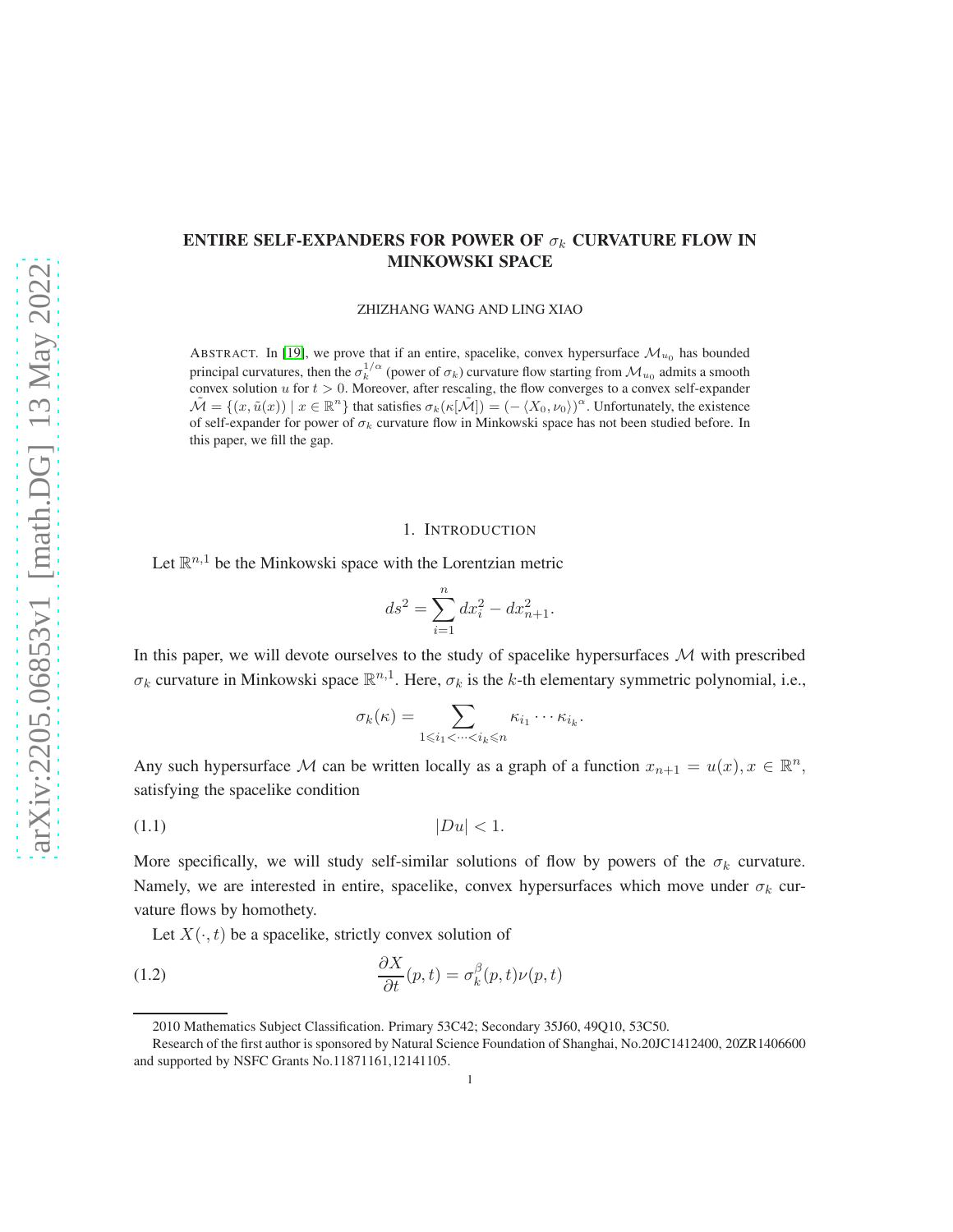# ENTIRE SELF-EXPANDERS FOR POWER OF $\sigma_k$ CURVATURE FLOW IN MINKOWSKI SPACE

ZHIZHANG WANG AND LING XIAO

ABSTRACT. In [19], we prove that if an entire, spacelike, convex hypersurface $\mathcal{M}_{u_0}$ has bounded principal curvatures, then the $\sigma_k^{1/\alpha}$ (power of $\sigma_k$) curvature flow starting from $\mathcal{M}_{u_0}$ admits a smooth convex solution $u$ for $t > 0$. Moreover, after rescaling, the flow converges to a convex self-expander $\tilde{\mathcal{M}} = \{(x, \tilde{u}(x)) \mid x \in \mathbb{R}^n\}$ that satisfies $\sigma_k(\kappa[\tilde{\mathcal{M}}]) = (-\langle X_0, \nu_0\rangle)^\alpha$. Unfortunately, the existence of self-expander for power of $\sigma_k$ curvature flow in Minkowski space has not been studied before. In this paper, we fill the gap.

## 1. INTRODUCTION

Let $\mathbb{R}^{n,1}$ be the Minkowski space with the Lorentzian metric

$$ds^2 = \sum_{i=1}^{n} dx_i^2 - dx_{n+1}^2.$$

In this paper, we will devote ourselves to the study of spacelike hypersurfaces $\mathcal{M}$ with prescribed $\sigma_k$ curvature in Minkowski space $\mathbb{R}^{n,1}$. Here, $\sigma_k$ is the $k$-th elementary symmetric polynomial, i.e.,

$$\sigma_k(\kappa) = \sum_{1 \leqslant i_1 < \cdots < i_k \leqslant n} \kappa_{i_1} \cdots \kappa_{i_k}.$$

Any such hypersurface $\mathcal{M}$ can be written locally as a graph of a function $x_{n+1} = u(x), x \in \mathbb{R}^n$, satisfying the spacelike condition

$$|Du| < 1. \tag{1.1}$$

More specifically, we will study self-similar solutions of flow by powers of the $\sigma_k$ curvature. Namely, we are interested in entire, spacelike, convex hypersurfaces which move under $\sigma_k$ curvature flows by homothety.

Let $X(\cdot, t)$ be a spacelike, strictly convex solution of

$$\frac{\partial X}{\partial t}(p, t) = \sigma_k^\beta(p, t)\nu(p, t) \tag{1.2}$$

---

2010 Mathematics Subject Classification. Primary 53C42; Secondary 35J60, 49Q10, 53C50.

Research of the first author is sponsored by Natural Science Foundation of Shanghai, No.20JC1412400, 20ZR1406600 and supported by NSFC Grants No.11871161,12141105.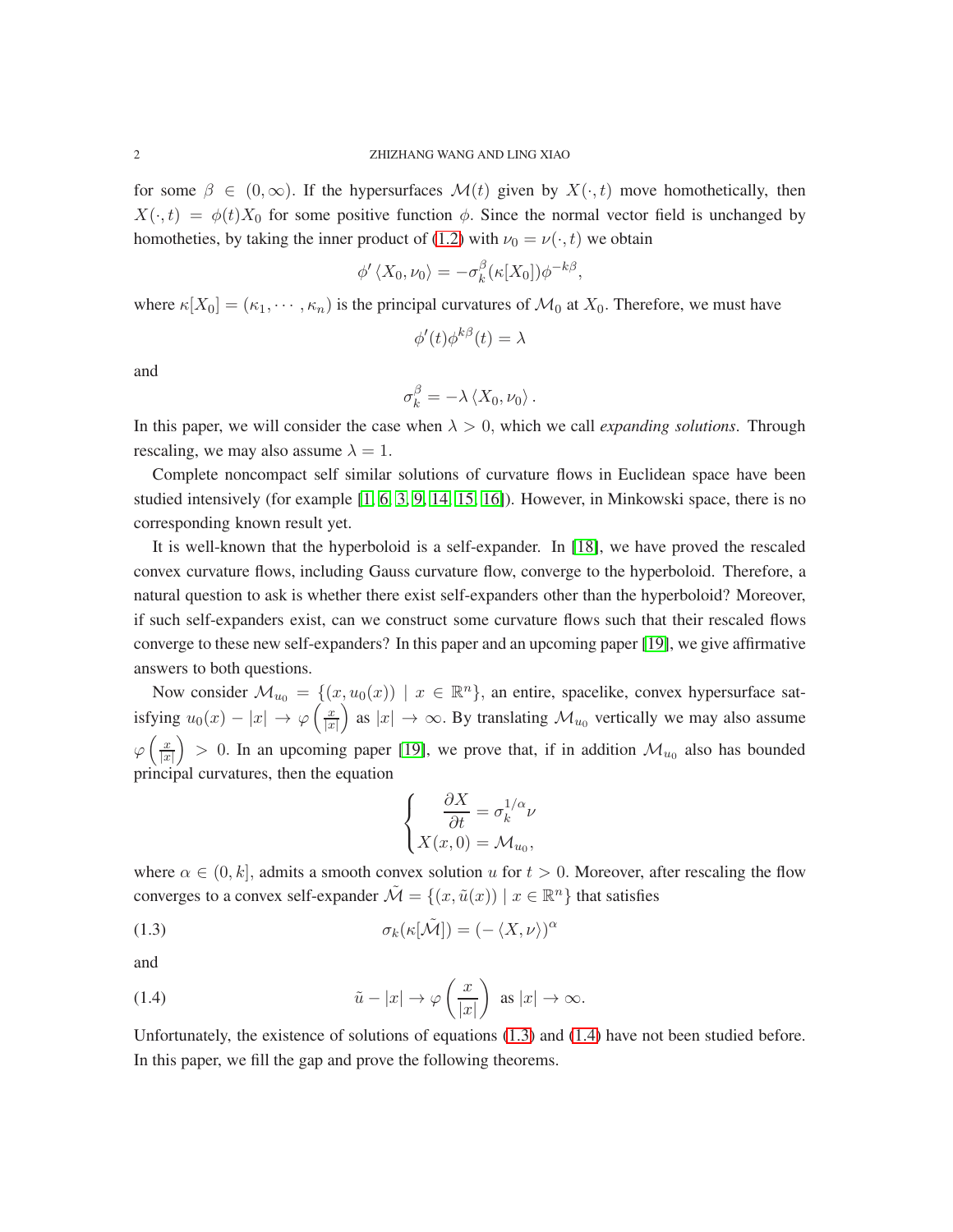for some $\beta \in (0, \infty)$. If the hypersurfaces $\mathcal{M}(t)$ given by $X(\cdot, t)$ move homothetically, then $X(\cdot, t) = \phi(t) X_0$ for some positive function $\phi$. Since the normal vector field is unchanged by homotheties, by taking the inner product of (1.2) with $\nu_0 = \nu(\cdot, t)$ we obtain

$$\phi' \langle X_0, \nu_0 \rangle = -\sigma_k^{\beta}(\kappa[X_0]) \phi^{-k\beta},$$

where $\kappa[X_0] = (\kappa_1, \cdots, \kappa_n)$ is the principal curvatures of $\mathcal{M}_0$ at $X_0$. Therefore, we must have

$$\phi'(t) \phi^{k\beta}(t) = \lambda$$

and

$$\sigma_k^{\beta} = -\lambda \langle X_0, \nu_0 \rangle .$$

In this paper, we will consider the case when $\lambda > 0$, which we call *expanding solutions*. Through rescaling, we may also assume $\lambda = 1$.

Complete noncompact self similar solutions of curvature flows in Euclidean space have been studied intensively (for example [1, 6, 3, 9, 14, 15, 16]). However, in Minkowski space, there is no corresponding known result yet.

It is well-known that the hyperboloid is a self-expander. In [18], we have proved the rescaled convex curvature flows, including Gauss curvature flow, converge to the hyperboloid. Therefore, a natural question to ask is whether there exist self-expanders other than the hyperboloid? Moreover, if such self-expanders exist, can we construct some curvature flows such that their rescaled flows converge to these new self-expanders? In this paper and an upcoming paper [19], we give affirmative answers to both questions.

Now consider $\mathcal{M}_{u_0} = \{(x, u_0(x)) \mid x \in \mathbb{R}^n\}$, an entire, spacelike, convex hypersurface satisfying $u_0(x) - |x| \to \varphi\left(\frac{x}{|x|}\right)$ as $|x| \to \infty$. By translating $\mathcal{M}_{u_0}$ vertically we may also assume $\varphi\left(\frac{x}{|x|}\right) > 0$. In an upcoming paper [19], we prove that, if in addition $\mathcal{M}_{u_0}$ also has bounded principal curvatures, then the equation

$$\begin{cases} \dfrac{\partial X}{\partial t} = \sigma_k^{1/\alpha} \nu \\ X(x, 0) = \mathcal{M}_{u_0}, \end{cases}$$

where $\alpha \in (0, k]$, admits a smooth convex solution $u$ for $t > 0$. Moreover, after rescaling the flow converges to a convex self-expander $\tilde{\mathcal{M}} = \{(x, \tilde{u}(x)) \mid x \in \mathbb{R}^n\}$ that satisfies

$$\sigma_k(\kappa[\tilde{\mathcal{M}}]) = (-\langle X, \nu \rangle)^{\alpha} \tag{1.3}$$

and

$$\tilde{u} - |x| \to \varphi\left(\frac{x}{|x|}\right) \text{ as } |x| \to \infty. \tag{1.4}$$

Unfortunately, the existence of solutions of equations (1.3) and (1.4) have not been studied before. In this paper, we fill the gap and prove the following theorems.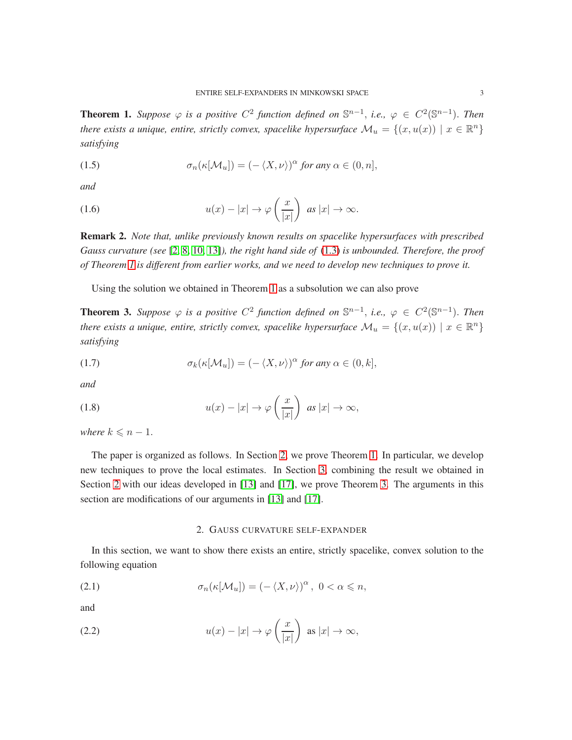**Theorem 1.** *Suppose $\varphi$ is a positive $C^2$ function defined on $\mathbb{S}^{n-1}$, i.e., $\varphi \in C^2(\mathbb{S}^{n-1})$. Then there exists a unique, entire, strictly convex, spacelike hypersurface $\mathcal{M}_u = \{(x, u(x)) \mid x \in \mathbb{R}^n\}$ satisfying*

$$\sigma_n(\kappa[\mathcal{M}_u]) = (-\langle X, \nu\rangle)^\alpha \text{ for any } \alpha \in (0, n], \tag{1.5}$$

*and*

$$u(x) - |x| \to \varphi\left(\frac{x}{|x|}\right) \text{ as } |x| \to \infty. \tag{1.6}$$

**Remark 2.** *Note that, unlike previously known results on spacelike hypersurfaces with prescribed Gauss curvature (see [2, 8, 10, 13]), the right hand side of (1.3) is unbounded. Therefore, the proof of Theorem 1 is different from earlier works, and we need to develop new techniques to prove it.*

Using the solution we obtained in Theorem 1 as a subsolution we can also prove

**Theorem 3.** *Suppose $\varphi$ is a positive $C^2$ function defined on $\mathbb{S}^{n-1}$, i.e., $\varphi \in C^2(\mathbb{S}^{n-1})$. Then there exists a unique, entire, strictly convex, spacelike hypersurface $\mathcal{M}_u = \{(x, u(x)) \mid x \in \mathbb{R}^n\}$ satisfying*

$$\sigma_k(\kappa[\mathcal{M}_u]) = (-\langle X, \nu\rangle)^\alpha \text{ for any } \alpha \in (0, k], \tag{1.7}$$

*and*

$$u(x) - |x| \to \varphi\left(\frac{x}{|x|}\right) \text{ as } |x| \to \infty, \tag{1.8}$$

*where $k \leqslant n-1$.*

The paper is organized as follows. In Section 2, we prove Theorem 1. In particular, we develop new techniques to prove the local estimates. In Section 3, combining the result we obtained in Section 2 with our ideas developed in [13] and [17], we prove Theorem 3. The arguments in this section are modifications of our arguments in [13] and [17].

## 2. Gauss curvature self-expander

In this section, we want to show there exists an entire, strictly spacelike, convex solution to the following equation

$$\sigma_n(\kappa[\mathcal{M}_u]) = (-\langle X, \nu\rangle)^\alpha, \ 0 < \alpha \leqslant n, \tag{2.1}$$

and

$$u(x) - |x| \to \varphi\left(\frac{x}{|x|}\right) \text{ as } |x| \to \infty, \tag{2.2}$$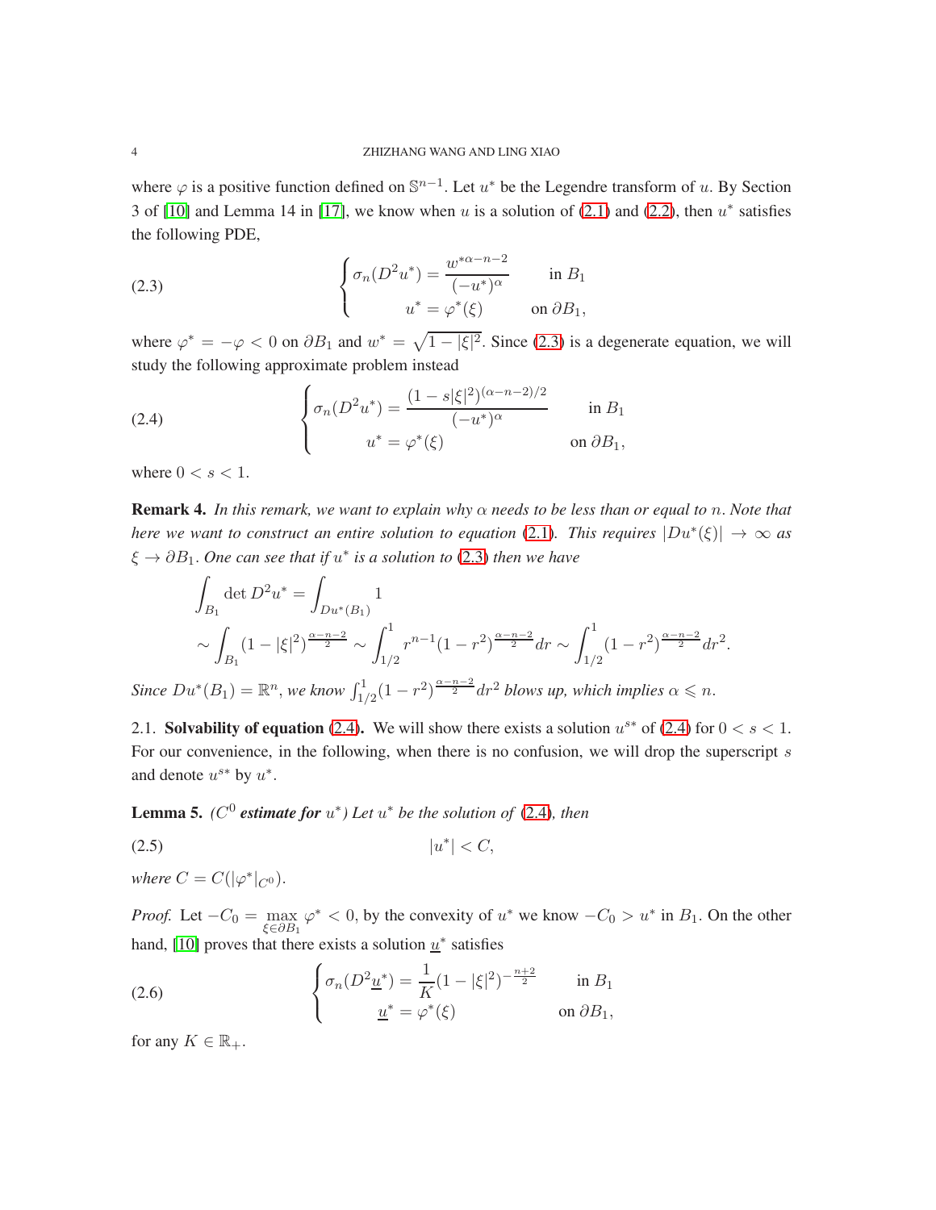where $\varphi$ is a positive function defined on $\mathbb{S}^{n-1}$. Let $u^*$ be the Legendre transform of $u$. By Section 3 of [10] and Lemma 14 in [17], we know when $u$ is a solution of (2.1) and (2.2), then $u^*$ satisfies the following PDE,

$$
\begin{cases} \sigma_n(D^2u^*) = \dfrac{w^{*\alpha-n-2}}{(-u^*)^\alpha} & \text{in } B_1 \\ \qquad u^* = \varphi^*(\xi) & \text{on } \partial B_1, \end{cases} \tag{2.3}
$$

where $\varphi^* = -\varphi < 0$ on $\partial B_1$ and $w^* = \sqrt{1-|\xi|^2}$. Since (2.3) is a degenerate equation, we will study the following approximate problem instead

$$
\begin{cases} \sigma_n(D^2u^*) = \dfrac{(1-s|\xi|^2)^{(\alpha-n-2)/2}}{(-u^*)^\alpha} & \text{in } B_1 \\ \qquad u^* = \varphi^*(\xi) & \text{on } \partial B_1, \end{cases} \tag{2.4}
$$

where $0 < s < 1$.

**Remark 4.** *In this remark, we want to explain why $\alpha$ needs to be less than or equal to $n$. Note that here we want to construct an entire solution to equation (2.1). This requires $|Du^*(\xi)| \to \infty$ as $\xi \to \partial B_1$. One can see that if $u^*$ is a solution to (2.3) then we have*

$$
\begin{aligned}
&\int_{B_1} \det D^2u^* = \int_{Du^*(B_1)} 1 \\
&\sim \int_{B_1} (1-|\xi|^2)^{\frac{\alpha-n-2}{2}} \sim \int_{1/2}^1 r^{n-1}(1-r^2)^{\frac{\alpha-n-2}{2}} dr \sim \int_{1/2}^1 (1-r^2)^{\frac{\alpha-n-2}{2}} dr^2.
\end{aligned}
$$

*Since $Du^*(B_1) = \mathbb{R}^n$, we know $\int_{1/2}^1 (1-r^2)^{\frac{\alpha-n-2}{2}} dr^2$ blows up, which implies $\alpha \leqslant n$.*

## 2.1. Solvability of equation (2.4).

We will show there exists a solution $u^{s*}$ of (2.4) for $0 < s < 1$. For our convenience, in the following, when there is no confusion, we will drop the superscript $s$ and denote $u^{s*}$ by $u^*$.

**Lemma 5.** *($C^0$ **estimate for** $u^*$) Let $u^*$ be the solution of (2.4), then*

$$
|u^*| < C, \tag{2.5}
$$

*where $C = C(|\varphi^*|_{C^0})$.*

*Proof.* Let $-C_0 = \max\limits_{\xi\in\partial B_1} \varphi^* < 0$, by the convexity of $u^*$ we know $-C_0 > u^*$ in $B_1$. On the other hand, [10] proves that there exists a solution $\underline{u}^*$ satisfies

$$
\begin{cases} \sigma_n(D^2\underline{u}^*) = \dfrac{1}{K}(1-|\xi|^2)^{-\frac{n+2}{2}} & \text{in } B_1 \\ \qquad \underline{u}^* = \varphi^*(\xi) & \text{on } \partial B_1, \end{cases} \tag{2.6}
$$

for any $K \in \mathbb{R}_+$.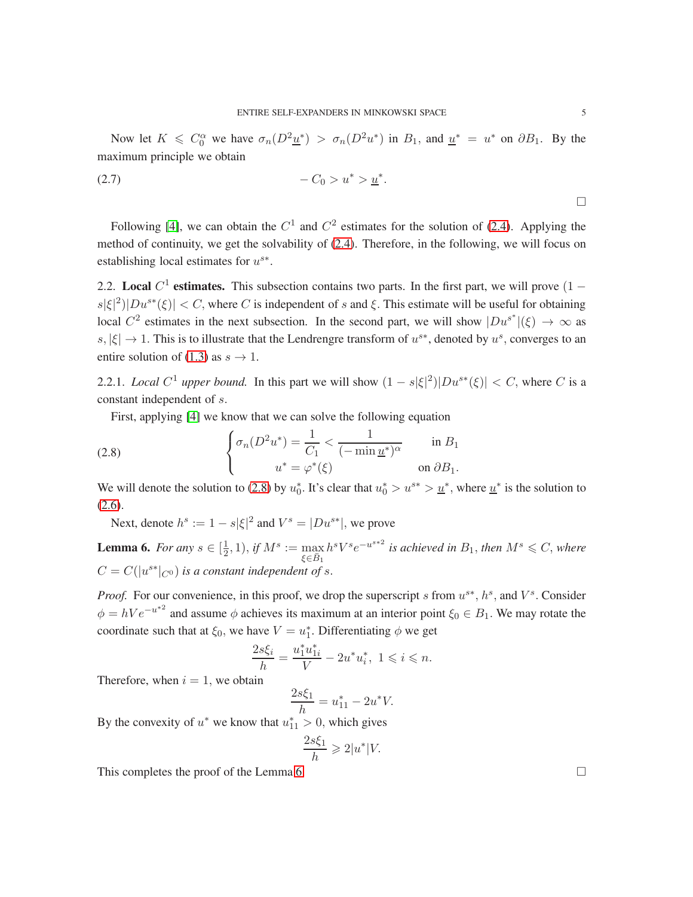Now let $K \leqslant C_0^\alpha$ we have $\sigma_n(D^2\underline{u}^*) > \sigma_n(D^2u^*)$ in $B_1$, and $\underline{u}^* = u^*$ on $\partial B_1$. By the maximum principle we obtain

$$-C_0 > u^* > \underline{u}^*. \tag{2.7}$$

□

Following [4], we can obtain the $C^1$ and $C^2$ estimates for the solution of (2.4). Applying the method of continuity, we get the solvability of (2.4). Therefore, in the following, we will focus on establishing local estimates for $u^{s*}$.

## 2.2. Local $C^1$ estimates.

This subsection contains two parts. In the first part, we will prove $(1 - s|\xi|^2)|Du^{s*}(\xi)| < C$, where $C$ is independent of $s$ and $\xi$. This estimate will be useful for obtaining local $C^2$ estimates in the next subsection. In the second part, we will show $|Du^{s^*}|(\xi) \to \infty$ as $s, |\xi| \to 1$. This is to illustrate that the Lendrengre transform of $u^{s*}$, denoted by $u^s$, converges to an entire solution of (1.3) as $s \to 1$.

### 2.2.1. *Local $C^1$ upper bound.*

In this part we will show $(1 - s|\xi|^2)|Du^{s*}(\xi)| < C$, where $C$ is a constant independent of $s$.

First, applying [4] we know that we can solve the following equation

$$\begin{cases} \sigma_n(D^2u^*) = \dfrac{1}{C_1} < \dfrac{1}{(-\min \underline{u}^*)^\alpha} & \text{in } B_1 \\ u^* = \varphi^*(\xi) & \text{on } \partial B_1. \end{cases} \tag{2.8}$$

We will denote the solution to (2.8) by $u_0^*$. It's clear that $u_0^* > u^{s*} > \underline{u}^*$, where $\underline{u}^*$ is the solution to (2.6).

Next, denote $h^s := 1 - s|\xi|^2$ and $V^s = |Du^{s*}|$, we prove

**Lemma 6.** *For any $s \in [\frac{1}{2}, 1)$, if $M^s := \max\limits_{\xi \in \bar{B}_1} h^s V^s e^{-u^{s*2}}$ is achieved in $B_1$, then $M^s \leqslant C$, where $C = C(|u^{s*}|_{C^0})$ is a constant independent of $s$.*

*Proof.* For our convenience, in this proof, we drop the superscript $s$ from $u^{s*}$, $h^s$, and $V^s$. Consider $\phi = hVe^{-u^{*2}}$ and assume $\phi$ achieves its maximum at an interior point $\xi_0 \in B_1$. We may rotate the coordinate such that at $\xi_0$, we have $V = u_1^*$. Differentiating $\phi$ we get

$$\frac{2s\xi_i}{h} = \frac{u_1^*u_{1i}^*}{V} - 2u^*u_i^*, \ 1 \leqslant i \leqslant n.$$

Therefore, when $i = 1$, we obtain

$$\frac{2s\xi_1}{h} = u_{11}^* - 2u^*V.$$

By the convexity of $u^*$ we know that $u_{11}^* > 0$, which gives

$$\frac{2s\xi_1}{h} \geqslant 2|u^*|V.$$

This completes the proof of the Lemma 6. □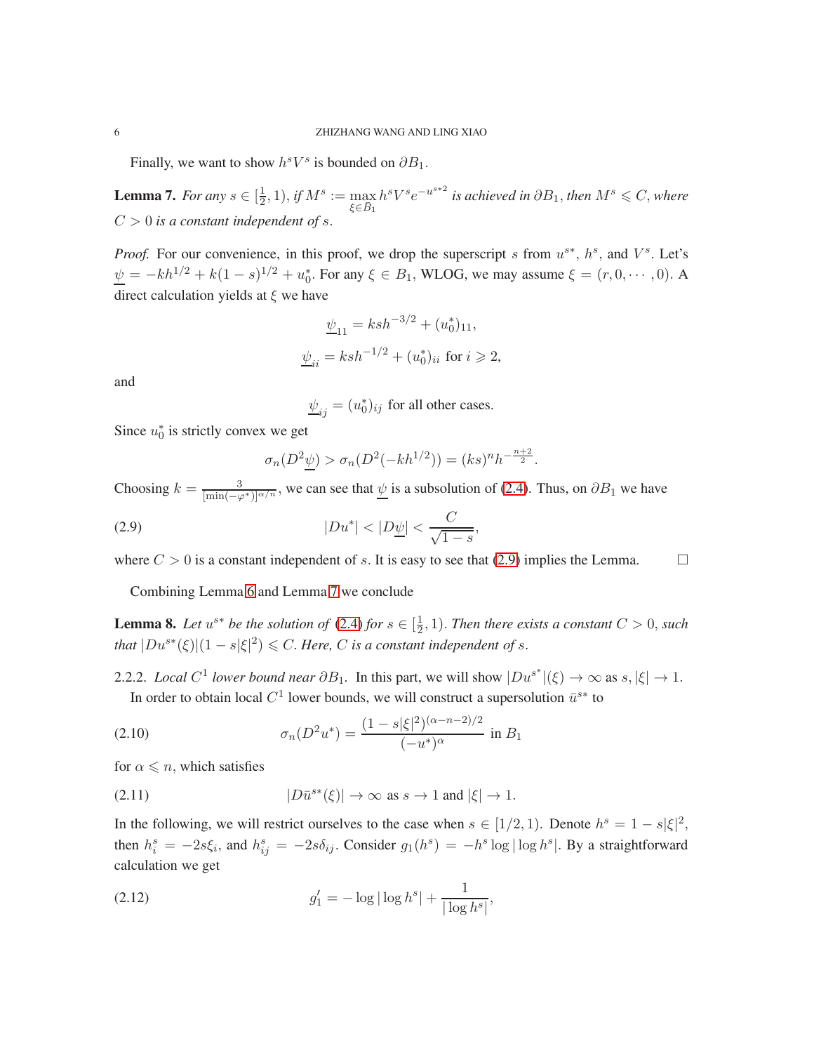Finally, we want to show $h^sV^s$ is bounded on $\partial B_1$.

**Lemma 7.** *For any $s\in[\frac{1}{2},1)$, if $M^s:=\max\limits_{\xi\in\bar{B}_1} h^sV^se^{-u^{s*2}}$ is achieved in $\partial B_1$, then $M^s\leqslant C$, where $C>0$ is a constant independent of $s$.*

*Proof.* For our convenience, in this proof, we drop the superscript $s$ from $u^{s*}$, $h^s$, and $V^s$. Let's $\underline{\psi}=-kh^{1/2}+k(1-s)^{1/2}+u_0^*$. For any $\xi\in B_1$, WLOG, we may assume $\xi=(r,0,\cdots,0)$. A direct calculation yields at $\xi$ we have

$$\underline{\psi}_{11}=ksh^{-3/2}+(u_0^*)_{11},$$

$$\underline{\psi}_{ii}=ksh^{-1/2}+(u_0^*)_{ii} \text{ for } i\geqslant 2,$$

and

$$\underline{\psi}_{ij}=(u_0^*)_{ij} \text{ for all other cases.}$$

Since $u_0^*$ is strictly convex we get

$$\sigma_n(D^2\underline{\psi})>\sigma_n(D^2(-kh^{1/2}))=(ks)^nh^{-\frac{n+2}{2}}.$$

Choosing $k=\frac{3}{[\min(-\varphi^*)]^{\alpha/n}}$, we can see that $\underline{\psi}$ is a subsolution of (2.4). Thus, on $\partial B_1$ we have

$$|Du^*|<|D\underline{\psi}|<\frac{C}{\sqrt{1-s}}, \tag{2.9}$$

where $C>0$ is a constant independent of $s$. It is easy to see that (2.9) implies the Lemma. $\square$

Combining Lemma 6 and Lemma 7 we conclude

**Lemma 8.** *Let $u^{s*}$ be the solution of (2.4) for $s\in[\frac{1}{2},1)$. Then there exists a constant $C>0$, such that $|Du^{s*}(\xi)|(1-s|\xi|^2)\leqslant C$. Here, $C$ is a constant independent of $s$.*

2.2.2. *Local $C^1$ lower bound near $\partial B_1$.* In this part, we will show $|Du^{s^*}|(\xi)\to\infty$ as $s,|\xi|\to 1$.

In order to obtain local $C^1$ lower bounds, we will construct a supersolution $\bar{u}^{s*}$ to

$$\sigma_n(D^2u^*)=\frac{(1-s|\xi|^2)^{(\alpha-n-2)/2}}{(-u^*)^\alpha} \text{ in } B_1 \tag{2.10}$$

for $\alpha\leqslant n$, which satisfies

$$|D\bar{u}^{s*}(\xi)|\to\infty \text{ as } s\to 1 \text{ and } |\xi|\to 1. \tag{2.11}$$

In the following, we will restrict ourselves to the case when $s\in[1/2,1)$. Denote $h^s=1-s|\xi|^2$, then $h^s_i=-2s\xi_i$, and $h^s_{ij}=-2s\delta_{ij}$. Consider $g_1(h^s)=-h^s\log|\log h^s|$. By a straightforward calculation we get

$$g_1'=-\log|\log h^s|+\frac{1}{|\log h^s|}, \tag{2.12}$$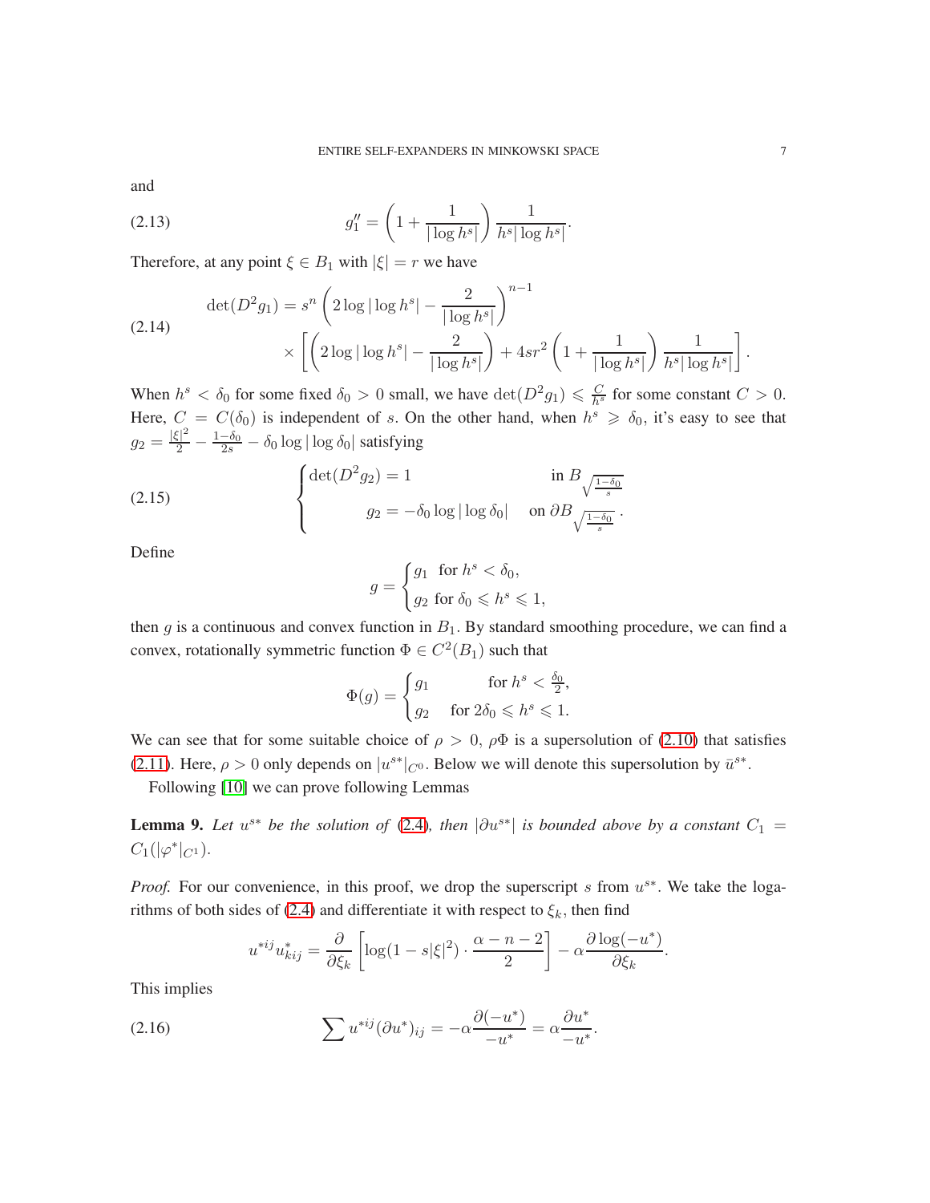and

$$
g_1'' = \left(1 + \frac{1}{|\log h^s|}\right) \frac{1}{h^s |\log h^s|}. \tag{2.13}
$$

Therefore, at any point $\xi \in B_1$ with $|\xi| = r$ we have

$$
\begin{aligned}
\det(D^2 g_1) = s^n &\left(2 \log|\log h^s| - \frac{2}{|\log h^s|}\right)^{n-1} \\
&\times \left[\left(2\log|\log h^s| - \frac{2}{|\log h^s|}\right) + 4sr^2 \left(1 + \frac{1}{|\log h^s|}\right) \frac{1}{h^s |\log h^s|}\right].
\end{aligned} \tag{2.14}
$$

When $h^s < \delta_0$ for some fixed $\delta_0 > 0$ small, we have $\det(D^2 g_1) \leqslant \frac{C}{h^s}$ for some constant $C > 0$. Here, $C = C(\delta_0)$ is independent of $s$. On the other hand, when $h^s \geqslant \delta_0$, it's easy to see that $g_2 = \frac{|\xi|^2}{2} - \frac{1-\delta_0}{2s} - \delta_0 \log|\log \delta_0|$ satisfying

$$
\begin{cases}
\det(D^2 g_2) = 1 & \text{in } B_{\sqrt{\frac{1-\delta_0}{s}}} \\
\quad g_2 = -\delta_0 \log|\log \delta_0| & \text{on } \partial B_{\sqrt{\frac{1-\delta_0}{s}}}.
\end{cases} \tag{2.15}
$$

Define

$$
g = \begin{cases} g_1 & \text{for } h^s < \delta_0, \\ g_2 & \text{for } \delta_0 \leqslant h^s \leqslant 1, \end{cases}
$$

then $g$ is a continuous and convex function in $B_1$. By standard smoothing procedure, we can find a convex, rotationally symmetric function $\Phi \in C^2(B_1)$ such that

$$
\Phi(g) = \begin{cases} g_1 & \text{for } h^s < \frac{\delta_0}{2}, \\ g_2 & \text{for } 2\delta_0 \leqslant h^s \leqslant 1. \end{cases}
$$

We can see that for some suitable choice of $\rho > 0$, $\rho\Phi$ is a supersolution of (2.10) that satisfies (2.11). Here, $\rho > 0$ only depends on $|u^{s*}|_{C^0}$. Below we will denote this supersolution by $\bar{u}^{s*}$.

Following [10] we can prove following Lemmas

**Lemma 9.** *Let $u^{s*}$ be the solution of (2.4), then $|\partial u^{s*}|$ is bounded above by a constant $C_1 = C_1(|\varphi^*|_{C^1})$.*

*Proof.* For our convenience, in this proof, we drop the superscript $s$ from $u^{s*}$. We take the logarithms of both sides of (2.4) and differentiate it with respect to $\xi_k$, then find

$$
u^{*ij} u^*_{kij} = \frac{\partial}{\partial \xi_k}\left[\log(1 - s|\xi|^2) \cdot \frac{\alpha - n - 2}{2}\right] - \alpha \frac{\partial \log(-u^*)}{\partial \xi_k}.
$$

This implies

$$
\sum u^{*ij} (\partial u^*)_{ij} = -\alpha \frac{\partial(-u^*)}{-u^*} = \alpha \frac{\partial u^*}{-u^*}. \tag{2.16}
$$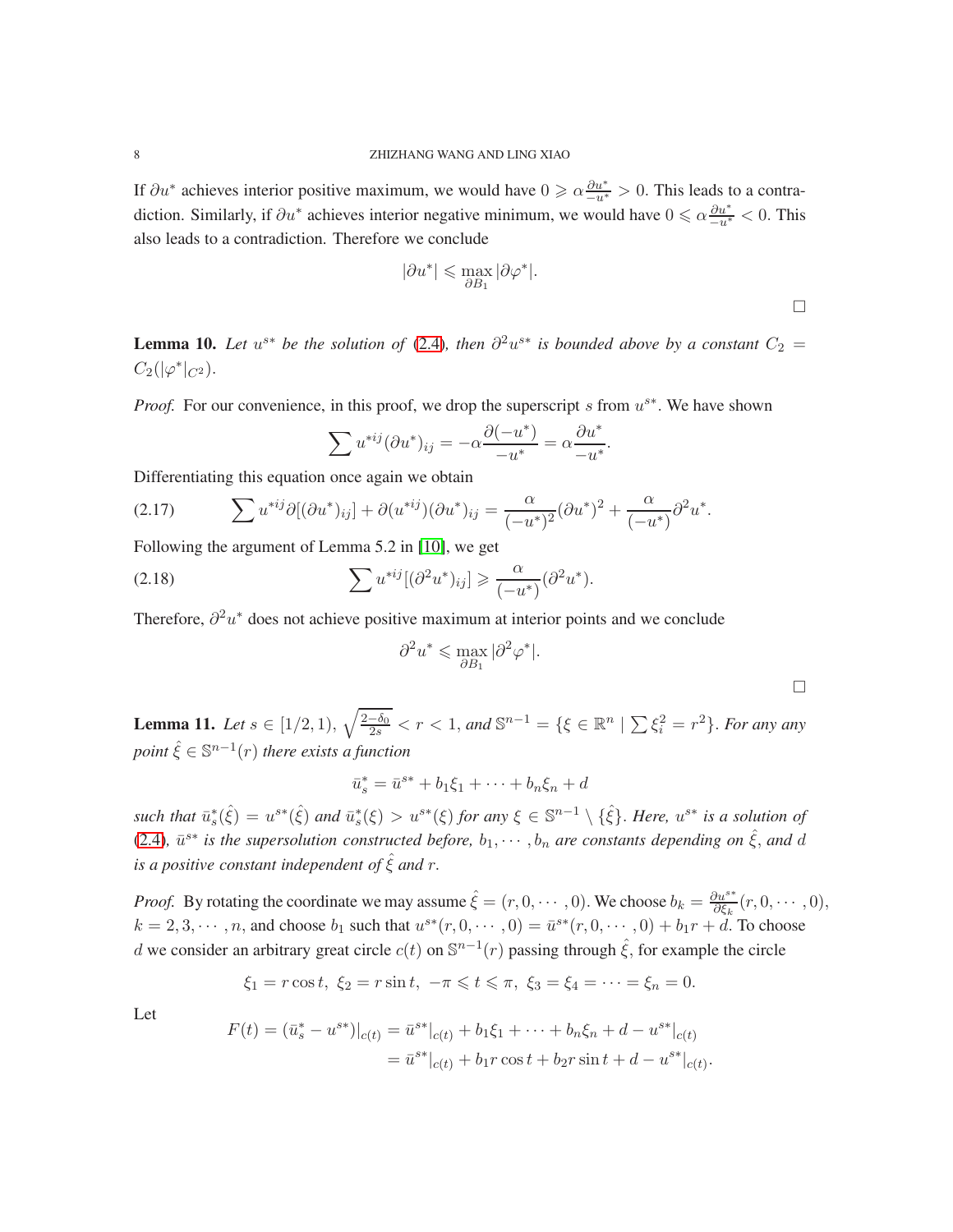If $\partial u^*$ achieves interior positive maximum, we would have $0 \geqslant \alpha \frac{\partial u^*}{-u^*} > 0$. This leads to a contradiction. Similarly, if $\partial u^*$ achieves interior negative minimum, we would have $0 \leqslant \alpha \frac{\partial u^*}{-u^*} < 0$. This also leads to a contradiction. Therefore we conclude

$$|\partial u^*| \leqslant \max_{\partial B_1} |\partial \varphi^*|.$$

□

**Lemma 10.** *Let $u^{s*}$ be the solution of (2.4), then $\partial^2 u^{s*}$ is bounded above by a constant $C_2 = C_2(|\varphi^*|_{C^2})$.*

*Proof.* For our convenience, in this proof, we drop the superscript $s$ from $u^{s*}$. We have shown

$$\sum u^{*ij}(\partial u^*)_{ij} = -\alpha \frac{\partial(-u^*)}{-u^*} = \alpha \frac{\partial u^*}{-u^*}.$$

Differentiating this equation once again we obtain

$$\sum u^{*ij}\partial[(\partial u^*)_{ij}] + \partial(u^{*ij})(\partial u^*)_{ij} = \frac{\alpha}{(-u^*)^2}(\partial u^*)^2 + \frac{\alpha}{(-u^*)}\partial^2 u^*. \tag{2.17}$$

Following the argument of Lemma 5.2 in [10], we get

$$\sum u^{*ij}[(\partial^2 u^*)_{ij}] \geqslant \frac{\alpha}{(-u^*)}(\partial^2 u^*). \tag{2.18}$$

Therefore, $\partial^2 u^*$ does not achieve positive maximum at interior points and we conclude

$$\partial^2 u^* \leqslant \max_{\partial B_1} |\partial^2 \varphi^*|.$$

□

**Lemma 11.** *Let $s \in [1/2, 1)$, $\sqrt{\frac{2-\delta_0}{2s}} < r < 1$, and $\mathbb{S}^{n-1} = \{\xi \in \mathbb{R}^n \mid \sum \xi_i^2 = r^2\}$. For any any point $\hat{\xi} \in \mathbb{S}^{n-1}(r)$ there exists a function*

$$\bar{u}_s^* = \bar{u}^{s*} + b_1\xi_1 + \cdots + b_n\xi_n + d$$

*such that $\bar{u}_s^*(\hat{\xi}) = u^{s*}(\hat{\xi})$ and $\bar{u}_s^*(\xi) > u^{s*}(\xi)$ for any $\xi \in \mathbb{S}^{n-1} \setminus \{\hat{\xi}\}$. Here, $u^{s*}$ is a solution of (2.4), $\bar{u}^{s*}$ is the supersolution constructed before, $b_1, \cdots, b_n$ are constants depending on $\hat{\xi}$, and $d$ is a positive constant independent of $\hat{\xi}$ and $r$.*

*Proof.* By rotating the coordinate we may assume $\hat{\xi} = (r, 0, \cdots, 0)$. We choose $b_k = \frac{\partial u^{s*}}{\partial \xi_k}(r, 0, \cdots, 0)$, $k = 2, 3, \cdots, n$, and choose $b_1$ such that $u^{s*}(r, 0, \cdots, 0) = \bar{u}^{s*}(r, 0, \cdots, 0) + b_1 r + d$. To choose $d$ we consider an arbitrary great circle $c(t)$ on $\mathbb{S}^{n-1}(r)$ passing through $\hat{\xi}$, for example the circle

$$\xi_1 = r\cos t,\ \xi_2 = r\sin t,\ -\pi \leqslant t \leqslant \pi,\ \xi_3 = \xi_4 = \cdots = \xi_n = 0.$$

Let

$$\begin{aligned} F(t) = (\bar{u}_s^* - u^{s*})|_{c(t)} &= \bar{u}^{s*}|_{c(t)} + b_1\xi_1 + \cdots + b_n\xi_n + d - u^{s*}|_{c(t)} \\ &= \bar{u}^{s*}|_{c(t)} + b_1 r\cos t + b_2 r\sin t + d - u^{s*}|_{c(t)}. \end{aligned}$$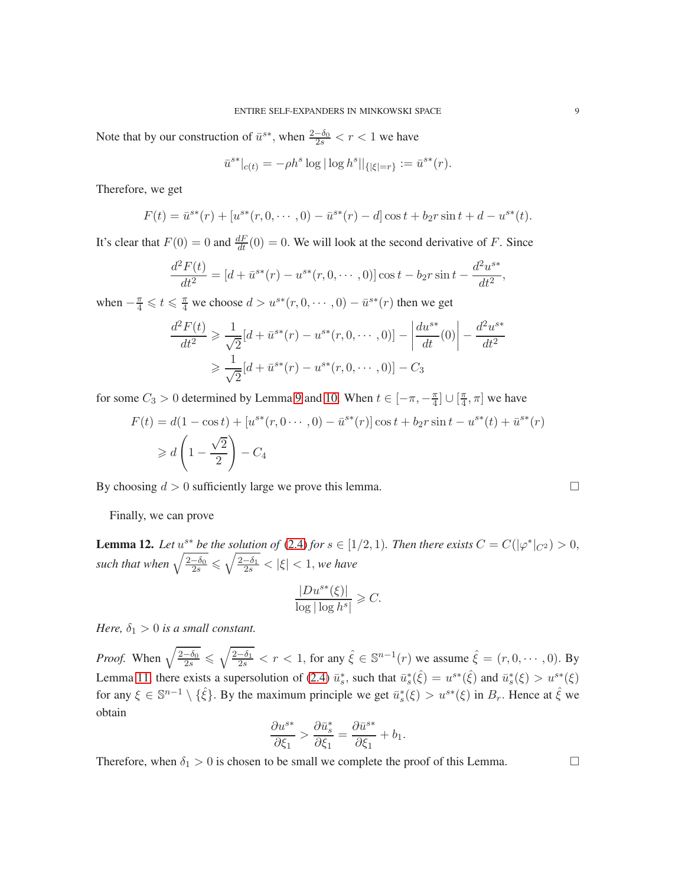Note that by our construction of $\bar{u}^{s*}$, when $\frac{2-\delta_0}{2s} < r < 1$ we have

$$\bar{u}^{s*}|_{c(t)} = -\rho h^s \log|\log h^s||_{\{|\xi|=r\}} := \bar{u}^{s*}(r).$$

Therefore, we get

$$F(t) = \bar{u}^{s*}(r) + [u^{s*}(r,0,\cdots,0) - \bar{u}^{s*}(r) - d]\cos t + b_2 r\sin t + d - u^{s*}(t).$$

It's clear that $F(0) = 0$ and $\frac{dF}{dt}(0) = 0$. We will look at the second derivative of $F$. Since

$$\frac{d^2F(t)}{dt^2} = [d + \bar{u}^{s*}(r) - u^{s*}(r,0,\cdots,0)]\cos t - b_2 r\sin t - \frac{d^2u^{s*}}{dt^2},$$

when $-\frac{\pi}{4} \leqslant t \leqslant \frac{\pi}{4}$ we choose $d > u^{s*}(r,0,\cdots,0) - \bar{u}^{s*}(r)$ then we get

$$\begin{aligned}
\frac{d^2F(t)}{dt^2} &\geqslant \frac{1}{\sqrt{2}}[d + \bar{u}^{s*}(r) - u^{s*}(r,0,\cdots,0)] - \left|\frac{du^{s*}}{dt}(0)\right| - \frac{d^2u^{s*}}{dt^2}\\
&\geqslant \frac{1}{\sqrt{2}}[d + \bar{u}^{s*}(r) - u^{s*}(r,0,\cdots,0)] - C_3
\end{aligned}$$

for some $C_3 > 0$ determined by Lemma 9 and 10. When $t \in [-\pi, -\frac{\pi}{4}] \cup [\frac{\pi}{4}, \pi]$ we have

$$\begin{aligned}
F(t) &= d(1-\cos t) + [u^{s*}(r,0\cdots,0) - \bar{u}^{s*}(r)]\cos t + b_2 r\sin t - u^{s*}(t) + \bar{u}^{s*}(r)\\
&\geqslant d\left(1 - \frac{\sqrt{2}}{2}\right) - C_4
\end{aligned}$$

By choosing $d > 0$ sufficiently large we prove this lemma. $\square$

Finally, we can prove

**Lemma 12.** *Let $u^{s*}$ be the solution of (2.4) for $s \in [1/2, 1)$. Then there exists $C = C(|\varphi^*|_{C^2}) > 0$, such that when $\sqrt{\frac{2-\delta_0}{2s}} \leqslant \sqrt{\frac{2-\delta_1}{2s}} < |\xi| < 1$, we have*

$$\frac{|Du^{s*}(\xi)|}{\log|\log h^s|} \geqslant C.$$

*Here, $\delta_1 > 0$ is a small constant.*

*Proof.* When $\sqrt{\frac{2-\delta_0}{2s}} \leqslant \sqrt{\frac{2-\delta_1}{2s}} < r < 1$, for any $\hat{\xi} \in \mathbb{S}^{n-1}(r)$ we assume $\hat{\xi} = (r, 0, \cdots, 0)$. By Lemma 11, there exists a supersolution of (2.4) $\bar{u}^*_s$, such that $\bar{u}^*_s(\hat{\xi}) = u^{s*}(\hat{\xi})$ and $\bar{u}^*_s(\xi) > u^{s*}(\xi)$ for any $\xi \in \mathbb{S}^{n-1} \setminus \{\hat{\xi}\}$. By the maximum principle we get $\bar{u}^*_s(\xi) > u^{s*}(\xi)$ in $B_r$. Hence at $\hat{\xi}$ we obtain

$$\frac{\partial u^{s*}}{\partial \xi_1} > \frac{\partial \bar{u}^*_s}{\partial \xi_1} = \frac{\partial \bar{u}^{s*}}{\partial \xi_1} + b_1.$$

Therefore, when $\delta_1 > 0$ is chosen to be small we complete the proof of this Lemma. $\square$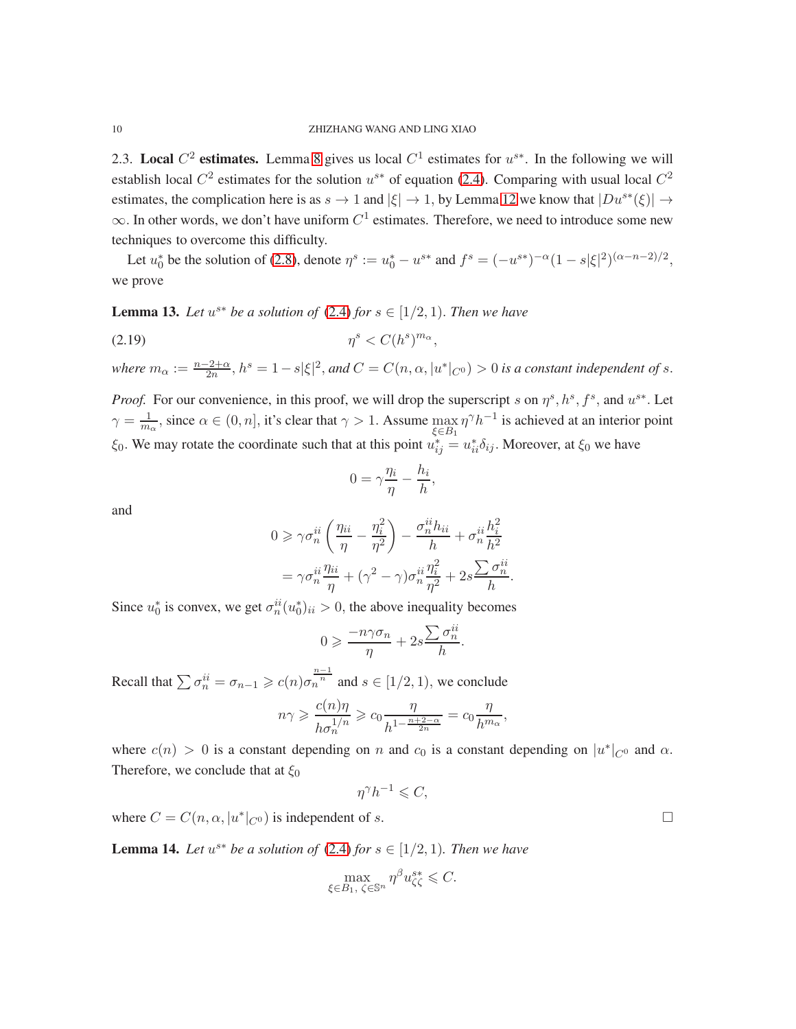2.3. **Local $C^2$ estimates.** Lemma 8 gives us local $C^1$ estimates for $u^{s*}$. In the following we will establish local $C^2$ estimates for the solution $u^{s*}$ of equation (2.4). Comparing with usual local $C^2$ estimates, the complication here is as $s\to 1$ and $|\xi|\to 1$, by Lemma 12 we know that $|Du^{s*}(\xi)|\to\infty$. In other words, we don't have uniform $C^1$ estimates. Therefore, we need to introduce some new techniques to overcome this difficulty.

Let $u_0^*$ be the solution of (2.8), denote $\eta^s := u_0^* - u^{s*}$ and $f^s = (-u^{s*})^{-\alpha}(1-s|\xi|^2)^{(\alpha-n-2)/2}$, we prove

**Lemma 13.** *Let $u^{s*}$ be a solution of (2.4) for $s\in[1/2,1)$. Then we have*

$$\eta^s < C(h^s)^{m_\alpha}, \tag{2.19}$$

*where $m_\alpha := \frac{n-2+\alpha}{2n}$, $h^s = 1-s|\xi|^2$, and $C = C(n,\alpha,|u^*|_{C^0})>0$ is a constant independent of $s$.*

*Proof.* For our convenience, in this proof, we will drop the superscript $s$ on $\eta^s, h^s, f^s$, and $u^{s*}$. Let $\gamma = \frac{1}{m_\alpha}$, since $\alpha\in(0,n]$, it's clear that $\gamma>1$. Assume $\max\limits_{\xi\in B_1}\eta^\gamma h^{-1}$ is achieved at an interior point $\xi_0$. We may rotate the coordinate such that at this point $u^*_{ij} = u^*_{ii}\delta_{ij}$. Moreover, at $\xi_0$ we have

$$0 = \gamma\frac{\eta_i}{\eta} - \frac{h_i}{h},$$

and

$$\begin{aligned}0 &\geqslant \gamma\sigma_n^{ii}\left(\frac{\eta_{ii}}{\eta} - \frac{\eta_i^2}{\eta^2}\right) - \frac{\sigma_n^{ii}h_{ii}}{h} + \sigma_n^{ii}\frac{h_i^2}{h^2}\\ &= \gamma\sigma_n^{ii}\frac{\eta_{ii}}{\eta} + (\gamma^2-\gamma)\sigma_n^{ii}\frac{\eta_i^2}{\eta^2} + 2s\frac{\sum\sigma_n^{ii}}{h}.\end{aligned}$$

Since $u_0^*$ is convex, we get $\sigma_n^{ii}(u_0^*)_{ii}>0$, the above inequality becomes

$$0\geqslant \frac{-n\gamma\sigma_n}{\eta} + 2s\frac{\sum\sigma_n^{ii}}{h}.$$

Recall that $\sum\sigma_n^{ii} = \sigma_{n-1}\geqslant c(n)\sigma_n^{\frac{n-1}{n}}$ and $s\in[1/2,1)$, we conclude

$$n\gamma\geqslant\frac{c(n)\eta}{h\sigma_n^{1/n}}\geqslant c_0\frac{\eta}{h^{1-\frac{n+2-\alpha}{2n}}} = c_0\frac{\eta}{h^{m_\alpha}},$$

where $c(n)>0$ is a constant depending on $n$ and $c_0$ is a constant depending on $|u^*|_{C^0}$ and $\alpha$. Therefore, we conclude that at $\xi_0$

$$\eta^\gamma h^{-1}\leqslant C,$$

where $C = C(n,\alpha,|u^*|_{C^0})$ is independent of $s$. □

**Lemma 14.** *Let $u^{s*}$ be a solution of (2.4) for $s\in[1/2,1)$. Then we have*

$$\max_{\xi\in B_1,\,\zeta\in\mathbb{S}^n}\eta^\beta u^{s*}_{\zeta\zeta}\leqslant C.$$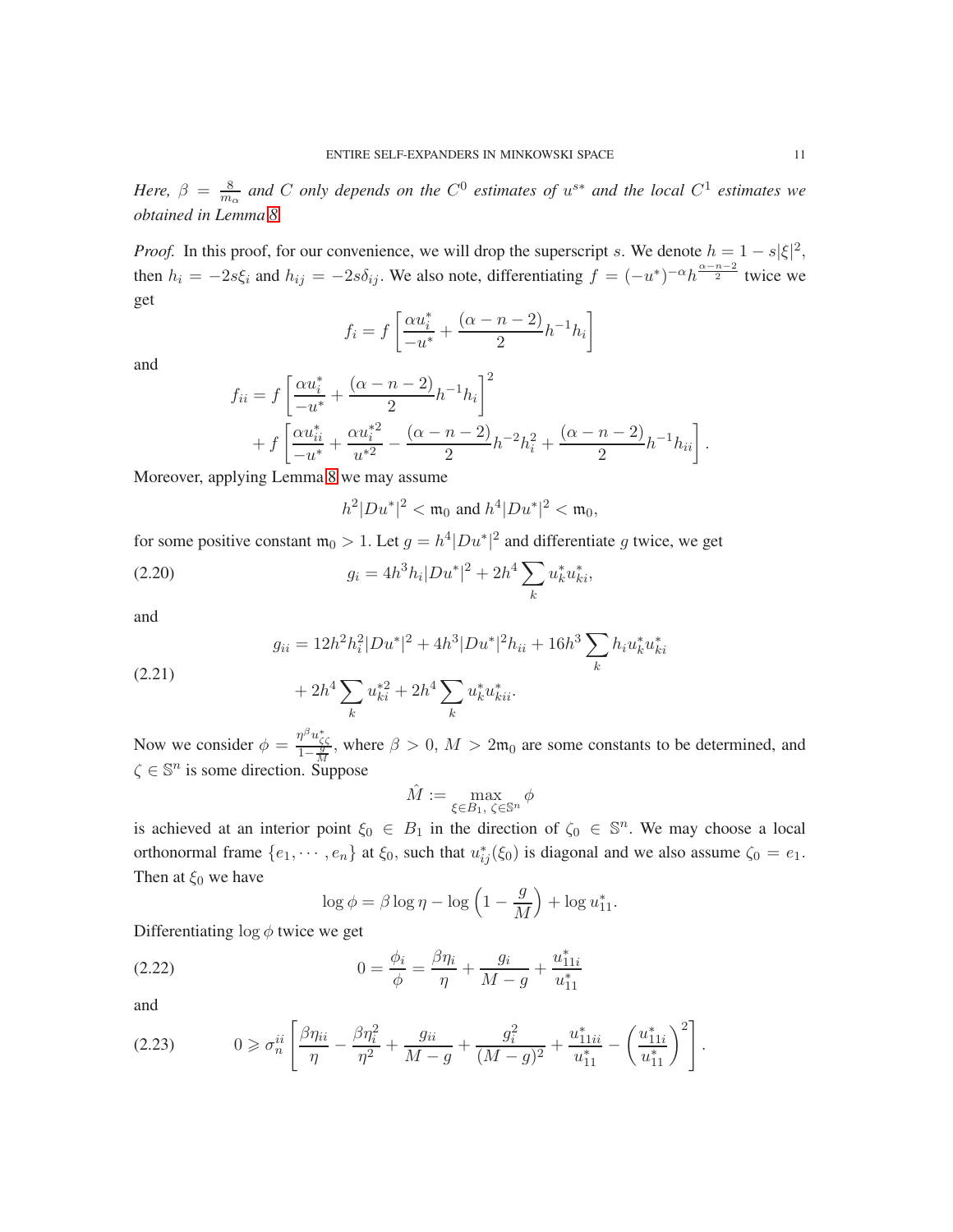*Here, $\beta = \frac{8}{m_\alpha}$ and $C$ only depends on the $C^0$ estimates of $u^{s*}$ and the local $C^1$ estimates we obtained in Lemma 8.*

*Proof.* In this proof, for our convenience, we will drop the superscript $s$. We denote $h = 1 - s|\xi|^2$, then $h_i = -2s\xi_i$ and $h_{ij} = -2s\delta_{ij}$. We also note, differentiating $f = (-u^*)^{-\alpha} h^{\frac{\alpha-n-2}{2}}$ twice we get

$$f_i = f\left[\frac{\alpha u_i^*}{-u^*} + \frac{(\alpha - n - 2)}{2} h^{-1} h_i\right]$$

and

$$\begin{aligned} f_{ii} &= f\left[\frac{\alpha u_i^*}{-u^*} + \frac{(\alpha - n - 2)}{2} h^{-1} h_i\right]^2 \\ &\quad + f\left[\frac{\alpha u_{ii}^*}{-u^*} + \frac{\alpha u_i^{*2}}{u^{*2}} - \frac{(\alpha - n - 2)}{2} h^{-2} h_i^2 + \frac{(\alpha - n - 2)}{2} h^{-1} h_{ii}\right]. \end{aligned}$$

Moreover, applying Lemma 8 we may assume

$$h^2 |Du^*|^2 < \mathfrak{m}_0 \text{ and } h^4 |Du^*|^2 < \mathfrak{m}_0,$$

for some positive constant $\mathfrak{m}_0 > 1$. Let $g = h^4 |Du^*|^2$ and differentiate $g$ twice, we get

$$g_i = 4h^3 h_i |Du^*|^2 + 2h^4 \sum_k u_k^* u_{ki}^*, \tag{2.20}$$

and

$$\begin{aligned} g_{ii} &= 12h^2 h_i^2 |Du^*|^2 + 4h^3 |Du^*|^2 h_{ii} + 16h^3 \sum_k h_i u_k^* u_{ki}^* \\ &\quad + 2h^4 \sum_k u_{ki}^{*2} + 2h^4 \sum_k u_k^* u_{kii}^*. \end{aligned} \tag{2.21}$$

Now we consider $\phi = \frac{\eta^\beta u_{\zeta\zeta}^*}{1 - \frac{g}{M}}$, where $\beta > 0$, $M > 2\mathfrak{m}_0$ are some constants to be determined, and $\zeta \in \mathbb{S}^n$ is some direction. Suppose

$$\hat{M} := \max_{\xi \in B_1,\, \zeta \in \mathbb{S}^n} \phi$$

is achieved at an interior point $\xi_0 \in B_1$ in the direction of $\zeta_0 \in \mathbb{S}^n$. We may choose a local orthonormal frame $\{e_1, \cdots, e_n\}$ at $\xi_0$, such that $u_{ij}^*(\xi_0)$ is diagonal and we also assume $\zeta_0 = e_1$. Then at $\xi_0$ we have

$$\log \phi = \beta \log \eta - \log\left(1 - \frac{g}{M}\right) + \log u_{11}^*.$$

Differentiating $\log \phi$ twice we get

$$0 = \frac{\phi_i}{\phi} = \frac{\beta \eta_i}{\eta} + \frac{g_i}{M - g} + \frac{u_{11i}^*}{u_{11}^*} \tag{2.22}$$

and

$$0 \geqslant \sigma_n^{ii}\left[\frac{\beta \eta_{ii}}{\eta} - \frac{\beta \eta_i^2}{\eta^2} + \frac{g_{ii}}{M - g} + \frac{g_i^2}{(M - g)^2} + \frac{u_{11ii}^*}{u_{11}^*} - \left(\frac{u_{11i}^*}{u_{11}^*}\right)^2\right]. \tag{2.23}$$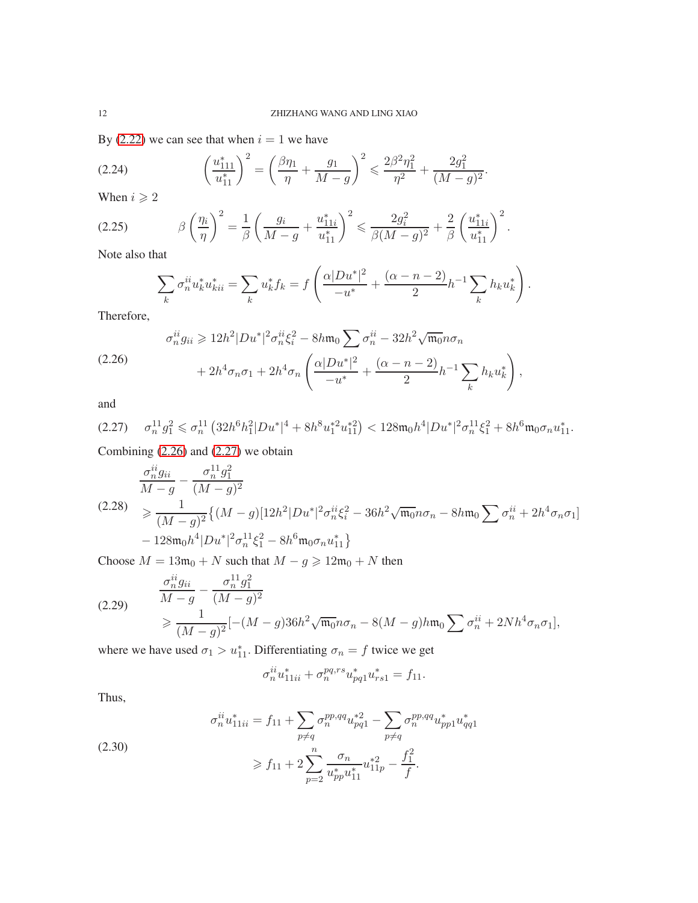By (2.22) we can see that when $i = 1$ we have

$$\left(\frac{u^*_{111}}{u^*_{11}}\right)^2 = \left(\frac{\beta\eta_1}{\eta} + \frac{g_1}{M-g}\right)^2 \leqslant \frac{2\beta^2\eta_1^2}{\eta^2} + \frac{2g_1^2}{(M-g)^2}. \tag{2.24}$$

When $i \geqslant 2$

$$\beta\left(\frac{\eta_i}{\eta}\right)^2 = \frac{1}{\beta}\left(\frac{g_i}{M-g} + \frac{u^*_{11i}}{u^*_{11}}\right)^2 \leqslant \frac{2g_i^2}{\beta(M-g)^2} + \frac{2}{\beta}\left(\frac{u^*_{11i}}{u^*_{11}}\right)^2. \tag{2.25}$$

Note also that

$$\sum_k \sigma_n^{ii} u^*_k u^*_{kii} = \sum_k u^*_k f_k = f\left(\frac{\alpha|Du^*|^2}{-u^*} + \frac{(\alpha-n-2)}{2}h^{-1}\sum_k h_k u^*_k\right).$$

Therefore,

$$\begin{aligned}\sigma_n^{ii} g_{ii} \geqslant\ & 12h^2|Du^*|^2\sigma_n^{ii}\xi_i^2 - 8h\mathfrak{m}_0\sum\sigma_n^{ii} - 32h^2\sqrt{\mathfrak{m}_0}n\sigma_n \\ & + 2h^4\sigma_n\sigma_1 + 2h^4\sigma_n\left(\frac{\alpha|Du^*|^2}{-u^*} + \frac{(\alpha-n-2)}{2}h^{-1}\sum_k h_k u^*_k\right),\end{aligned} \tag{2.26}$$

and

$$\sigma_n^{11} g_1^2 \leqslant \sigma_n^{11}\left(32h^6h_1^2|Du^*|^4 + 8h^8u_1^{*2}u_{11}^{*2}\right) < 128\mathfrak{m}_0h^4|Du^*|^2\sigma_n^{11}\xi_1^2 + 8h^6\mathfrak{m}_0\sigma_n u^*_{11}. \tag{2.27}$$

Combining (2.26) and (2.27) we obtain

$$\begin{aligned}&\frac{\sigma_n^{ii}g_{ii}}{M-g} - \frac{\sigma_n^{11}g_1^2}{(M-g)^2} \\ &\geqslant \frac{1}{(M-g)^2}\{(M-g)[12h^2|Du^*|^2\sigma_n^{ii}\xi_i^2 - 36h^2\sqrt{\mathfrak{m}_0}n\sigma_n - 8h\mathfrak{m}_0\sum\sigma_n^{ii} + 2h^4\sigma_n\sigma_1] \\ &\quad - 128\mathfrak{m}_0h^4|Du^*|^2\sigma_n^{11}\xi_1^2 - 8h^6\mathfrak{m}_0\sigma_n u^*_{11}\}\end{aligned} \tag{2.28}$$

Choose $M = 13\mathfrak{m}_0 + N$ such that $M - g \geqslant 12\mathfrak{m}_0 + N$ then

$$\begin{aligned}&\frac{\sigma_n^{ii}g_{ii}}{M-g} - \frac{\sigma_n^{11}g_1^2}{(M-g)^2} \\ &\geqslant \frac{1}{(M-g)^2}[-(M-g)36h^2\sqrt{\mathfrak{m}_0}n\sigma_n - 8(M-g)h\mathfrak{m}_0\sum\sigma_n^{ii} + 2Nh^4\sigma_n\sigma_1],\end{aligned} \tag{2.29}$$

where we have used $\sigma_1 > u^*_{11}$. Differentiating $\sigma_n = f$ twice we get

$$\sigma_n^{ii}u^*_{11ii} + \sigma_n^{pq,rs}u^*_{pq1}u^*_{rs1} = f_{11}.$$

Thus,

$$\begin{aligned}\sigma_n^{ii}u^*_{11ii} &= f_{11} + \sum_{p\neq q}\sigma_n^{pp,qq}u^{*2}_{pq1} - \sum_{p\neq q}\sigma_n^{pp,qq}u^*_{pp1}u^*_{qq1} \\ &\geqslant f_{11} + 2\sum_{p=2}^n\frac{\sigma_n}{u^*_{pp}u^*_{11}}u^{*2}_{11p} - \frac{f_1^2}{f}.\end{aligned} \tag{2.30}$$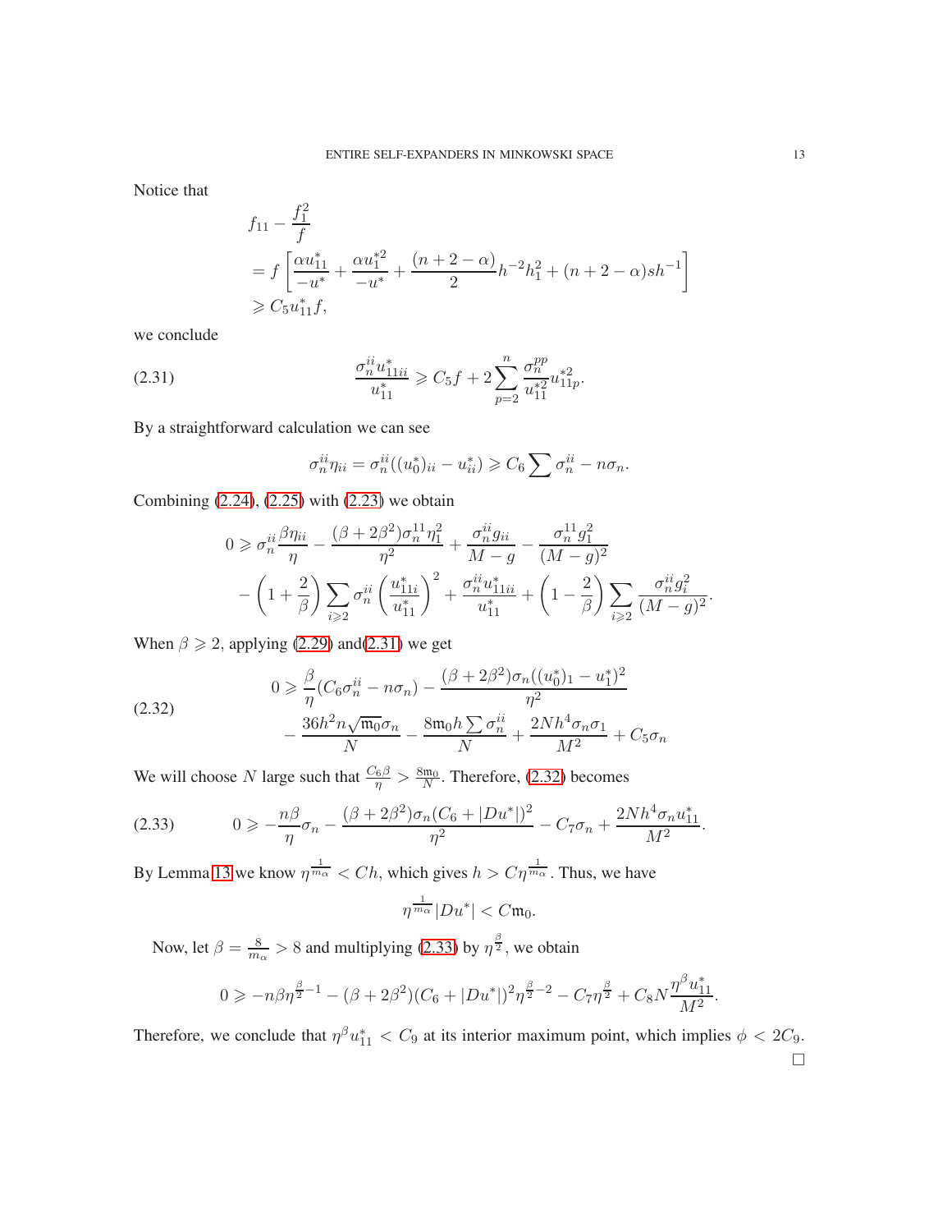Notice that

$$
\begin{aligned}
& f_{11}-\frac{f_1^2}{f} \\
&= f\left[\frac{\alpha u_{11}^*}{-u^*}+\frac{\alpha u_1^{*2}}{-u^*}+\frac{(n+2-\alpha)}{2}h^{-2}h_1^2+(n+2-\alpha)sh^{-1}\right] \\
&\geqslant C_5 u_{11}^* f,
\end{aligned}
$$

we conclude

$$
\frac{\sigma_n^{ii}u_{11ii}^*}{u_{11}^*}\geqslant C_5 f+2\sum_{p=2}^{n}\frac{\sigma_n^{pp}}{u_{11}^{*2}}u_{11p}^{*2}. \tag{2.31}
$$

By a straightforward calculation we can see

$$
\sigma_n^{ii}\eta_{ii}=\sigma_n^{ii}((u_0^*)_{ii}-u_{ii}^*)\geqslant C_6\sum\sigma_n^{ii}-n\sigma_n.
$$

Combining (2.24), (2.25) with (2.23) we obtain

$$
\begin{aligned}
0 \geqslant\ & \sigma_n^{ii}\frac{\beta\eta_{ii}}{\eta}-\frac{(\beta+2\beta^2)\sigma_n^{11}\eta_1^2}{\eta^2}+\frac{\sigma_n^{ii}g_{ii}}{M-g}-\frac{\sigma_n^{11}g_1^2}{(M-g)^2} \\
& -\left(1+\frac{2}{\beta}\right)\sum_{i\geqslant 2}\sigma_n^{ii}\left(\frac{u_{11i}^*}{u_{11}^*}\right)^2+\frac{\sigma_n^{ii}u_{11ii}^*}{u_{11}^*}+\left(1-\frac{2}{\beta}\right)\sum_{i\geqslant 2}\frac{\sigma_n^{ii}g_i^2}{(M-g)^2}.
\end{aligned}
$$

When $\beta\geqslant 2$, applying (2.29) and(2.31) we get

$$
\begin{aligned}
0 \geqslant\ & \frac{\beta}{\eta}(C_6\sigma_n^{ii}-n\sigma_n)-\frac{(\beta+2\beta^2)\sigma_n((u_0^*)_1-u_1^*)^2}{\eta^2} \\
& -\frac{36h^2 n\sqrt{\mathfrak{m}_0}\sigma_n}{N}-\frac{8\mathfrak{m}_0 h\sum\sigma_n^{ii}}{N}+\frac{2Nh^4\sigma_n\sigma_1}{M^2}+C_5\sigma_n
\end{aligned} \tag{2.32}
$$

We will choose $N$ large such that $\frac{C_6\beta}{\eta}>\frac{8\mathfrak{m}_0}{N}$. Therefore, (2.32) becomes

$$
0\geqslant -\frac{n\beta}{\eta}\sigma_n-\frac{(\beta+2\beta^2)\sigma_n(C_6+|Du^*|)^2}{\eta^2}-C_7\sigma_n+\frac{2Nh^4\sigma_n u_{11}^*}{M^2}. \tag{2.33}
$$

By Lemma 13 we know $\eta^{\frac{1}{m_\alpha}}<Ch$, which gives $h>C\eta^{\frac{1}{m_\alpha}}$. Thus, we have

$$
\eta^{\frac{1}{m_\alpha}}|Du^*|<C\mathfrak{m}_0.
$$

Now, let $\beta=\frac{8}{m_\alpha}>8$ and multiplying (2.33) by $\eta^{\frac{\beta}{2}}$, we obtain

$$
0\geqslant -n\beta\eta^{\frac{\beta}{2}-1}-(\beta+2\beta^2)(C_6+|Du^*|)^2\eta^{\frac{\beta}{2}-2}-C_7\eta^{\frac{\beta}{2}}+C_8N\frac{\eta^{\beta}u_{11}^*}{M^2}.
$$

Therefore, we conclude that $\eta^{\beta}u_{11}^*<C_9$ at its interior maximum point, which implies $\phi<2C_9$. $\square$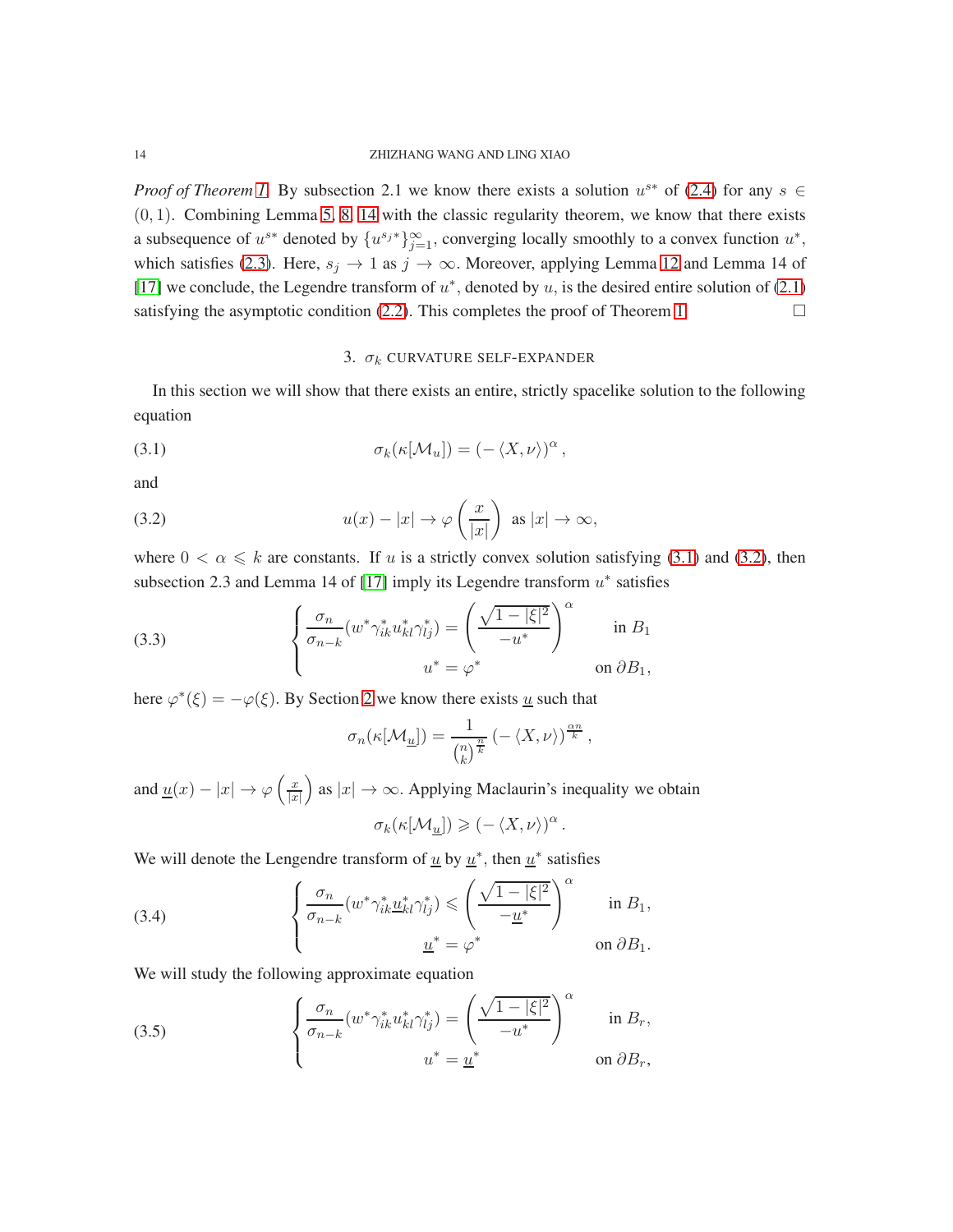*Proof of Theorem 1.* By subsection 2.1 we know there exists a solution $u^{s*}$ of (2.4) for any $s \in (0,1)$. Combining Lemma 5, 8, 14 with the classic regularity theorem, we know that there exists a subsequence of $u^{s*}$ denoted by $\{u^{s_j*}\}_{j=1}^{\infty}$, converging locally smoothly to a convex function $u^*$, which satisfies (2.3). Here, $s_j \to 1$ as $j \to \infty$. Moreover, applying Lemma 12 and Lemma 14 of [17] we conclude, the Legendre transform of $u^*$, denoted by $u$, is the desired entire solution of (2.1) satisfying the asymptotic condition (2.2). This completes the proof of Theorem 1. $\square$

## 3. $\sigma_k$ CURVATURE SELF-EXPANDER

In this section we will show that there exists an entire, strictly spacelike solution to the following equation

$$\sigma_k(\kappa[\mathcal{M}_u]) = (-\langle X, \nu\rangle)^{\alpha}, \tag{3.1}$$

and

$$u(x) - |x| \to \varphi\left(\frac{x}{|x|}\right) \ \text{ as } |x| \to \infty, \tag{3.2}$$

where $0 < \alpha \leqslant k$ are constants. If $u$ is a strictly convex solution satisfying (3.1) and (3.2), then subsection 2.3 and Lemma 14 of [17] imply its Legendre transform $u^*$ satisfies

$$\begin{cases} \dfrac{\sigma_n}{\sigma_{n-k}}(w^*\gamma^*_{ik}u^*_{kl}\gamma^*_{lj}) = \left(\dfrac{\sqrt{1-|\xi|^2}}{-u^*}\right)^{\alpha} & \text{in } B_1 \\ \qquad\qquad u^* = \varphi^* & \text{on } \partial B_1, \end{cases} \tag{3.3}$$

here $\varphi^*(\xi) = -\varphi(\xi)$. By Section 2 we know there exists $\underline{u}$ such that

$$\sigma_n(\kappa[\mathcal{M}_{\underline{u}}]) = \frac{1}{\binom{n}{k}^{\frac{n}{k}}}\left(-\langle X, \nu\rangle\right)^{\frac{\alpha n}{k}},$$

and $\underline{u}(x) - |x| \to \varphi\left(\frac{x}{|x|}\right)$ as $|x| \to \infty$. Applying Maclaurin's inequality we obtain

$$\sigma_k(\kappa[\mathcal{M}_{\underline{u}}]) \geqslant (-\langle X, \nu\rangle)^{\alpha}.$$

We will denote the Lengendre transform of $\underline{u}$ by $\underline{u}^*$, then $\underline{u}^*$ satisfies

$$\begin{cases} \dfrac{\sigma_n}{\sigma_{n-k}}(w^*\gamma^*_{ik}\underline{u}^*_{kl}\gamma^*_{lj}) \leqslant \left(\dfrac{\sqrt{1-|\xi|^2}}{-\underline{u}^*}\right)^{\alpha} & \text{in } B_1, \\ \qquad\qquad \underline{u}^* = \varphi^* & \text{on } \partial B_1. \end{cases} \tag{3.4}$$

We will study the following approximate equation

$$\begin{cases} \dfrac{\sigma_n}{\sigma_{n-k}}(w^*\gamma^*_{ik}u^*_{kl}\gamma^*_{lj}) = \left(\dfrac{\sqrt{1-|\xi|^2}}{-u^*}\right)^{\alpha} & \text{in } B_r, \\ \qquad\qquad u^* = \underline{u}^* & \text{on } \partial B_r, \end{cases} \tag{3.5}$$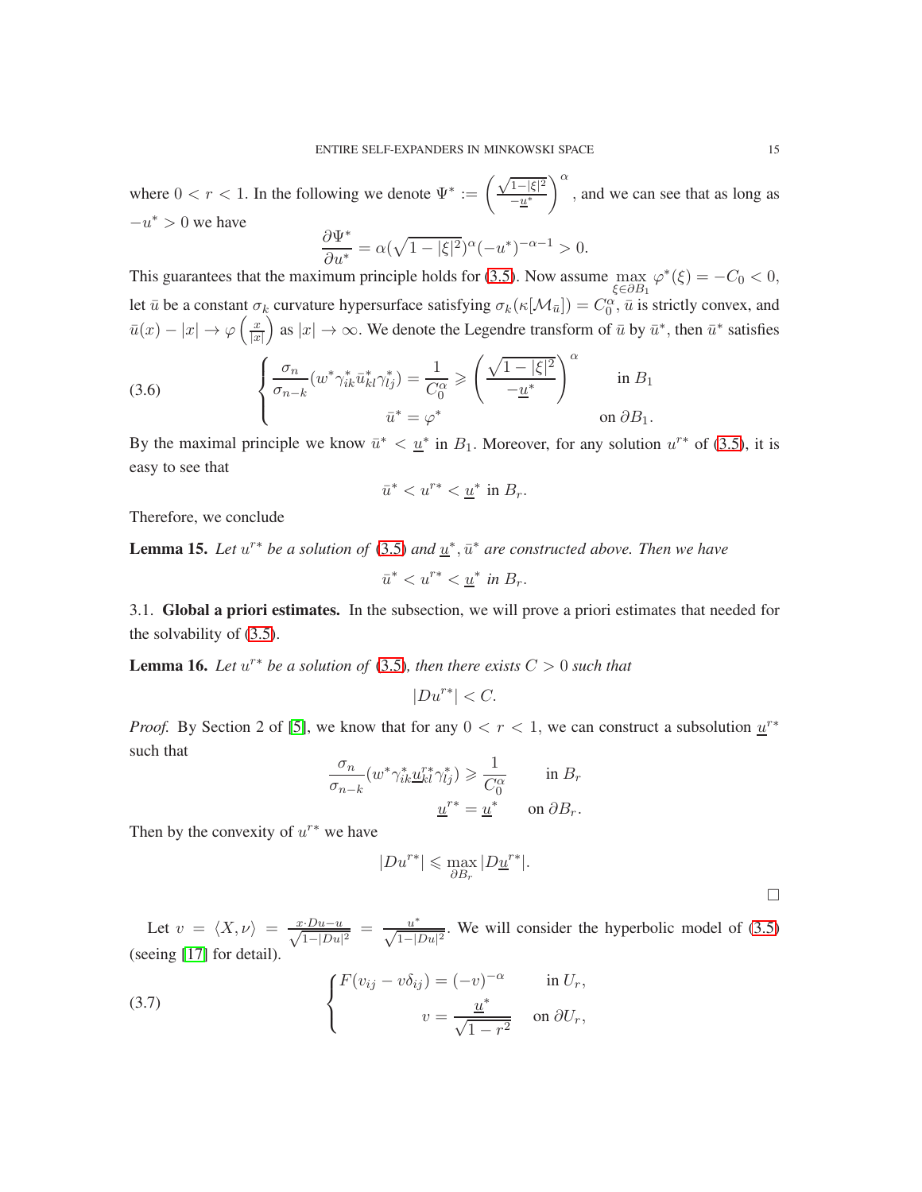where $0 < r < 1$. In the following we denote $\Psi^* := \left(\frac{\sqrt{1-|\xi|^2}}{-\underline{u}^*}\right)^\alpha$, and we can see that as long as $-u^* > 0$ we have

$$\frac{\partial \Psi^*}{\partial u^*} = \alpha(\sqrt{1-|\xi|^2})^\alpha(-u^*)^{-\alpha-1} > 0.$$

This guarantees that the maximum principle holds for (3.5). Now assume $\max_{\xi\in\partial B_1} \varphi^*(\xi) = -C_0 < 0$, let $\bar{u}$ be a constant $\sigma_k$ curvature hypersurface satisfying $\sigma_k(\kappa[\mathcal{M}_{\bar{u}}]) = C_0^\alpha$, $\bar{u}$ is strictly convex, and $\bar{u}(x) - |x| \to \varphi\left(\frac{x}{|x|}\right)$ as $|x| \to \infty$. We denote the Legendre transform of $\bar{u}$ by $\bar{u}^*$, then $\bar{u}^*$ satisfies

$$\begin{cases} \dfrac{\sigma_n}{\sigma_{n-k}}(w^*\gamma^*_{ik}\bar{u}^*_{kl}\gamma^*_{lj}) = \dfrac{1}{C_0^\alpha} \geqslant \left(\dfrac{\sqrt{1-|\xi|^2}}{-\underline{u}^*}\right)^\alpha & \text{in } B_1 \\ \bar{u}^* = \varphi^* & \text{on } \partial B_1. \end{cases} \tag{3.6}$$

By the maximal principle we know $\bar{u}^* < \underline{u}^*$ in $B_1$. Moreover, for any solution $u^{r*}$ of (3.5), it is easy to see that

$$\bar{u}^* < u^{r*} < \underline{u}^* \text{ in } B_r.$$

Therefore, we conclude

**Lemma 15.** *Let $u^{r*}$ be a solution of (3.5) and $\underline{u}^*, \bar{u}^*$ are constructed above. Then we have*

$$\bar{u}^* < u^{r*} < \underline{u}^* \text{ in } B_r.$$

## 3.1. Global a priori estimates.

In the subsection, we will prove a priori estimates that needed for the solvability of (3.5).

**Lemma 16.** *Let $u^{r*}$ be a solution of (3.5), then there exists $C > 0$ such that*

$$|Du^{r*}| < C.$$

*Proof.* By Section 2 of [5], we know that for any $0 < r < 1$, we can construct a subsolution $\underline{u}^{r*}$ such that

$$\frac{\sigma_n}{\sigma_{n-k}}(w^*\gamma^*_{ik}\underline{u}^{r*}_{kl}\gamma^*_{lj}) \geqslant \frac{1}{C_0^\alpha} \quad \text{in } B_r$$
$$\underline{u}^{r*} = \underline{u}^* \quad \text{on } \partial B_r.$$

Then by the convexity of $u^{r*}$ we have

$$|Du^{r*}| \leqslant \max_{\partial B_r} |D\underline{u}^{r*}|.$$

∎

Let $v = \langle X, \nu\rangle = \frac{x\cdot Du - u}{\sqrt{1-|Du|^2}} = \frac{u^*}{\sqrt{1-|Du|^2}}$. We will consider the hyperbolic model of (3.5) (seeing [17] for detail).

$$\begin{cases} F(v_{ij} - v\delta_{ij}) = (-v)^{-\alpha} & \text{in } U_r, \\ v = \dfrac{\underline{u}^*}{\sqrt{1-r^2}} & \text{on } \partial U_r, \end{cases} \tag{3.7}$$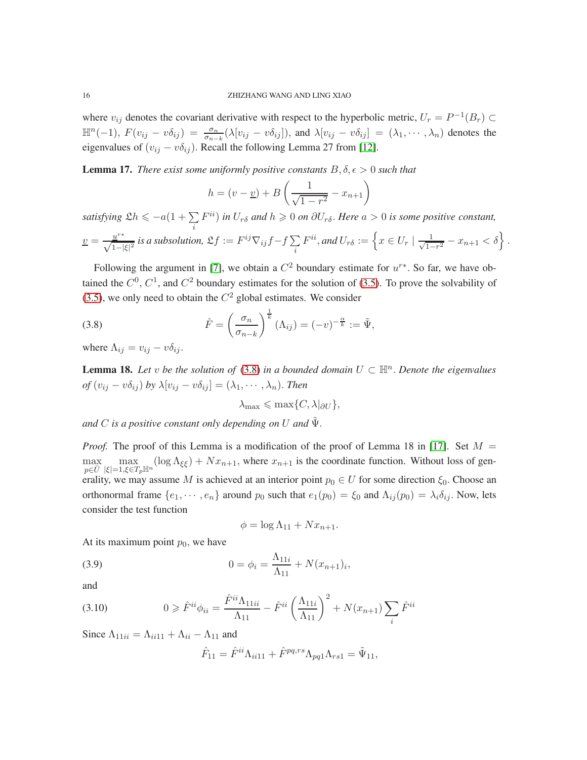where $v_{ij}$ denotes the covariant derivative with respect to the hyperbolic metric, $U_r = P^{-1}(B_r) \subset \mathbb{H}^n(-1)$, $F(v_{ij} - v\delta_{ij}) = \frac{\sigma_n}{\sigma_{n-k}}(\lambda[v_{ij} - v\delta_{ij}])$, and $\lambda[v_{ij} - v\delta_{ij}] = (\lambda_1, \cdots, \lambda_n)$ denotes the eigenvalues of $(v_{ij} - v\delta_{ij})$. Recall the following Lemma 27 from [12].

**Lemma 17.** *There exist some uniformly positive constants $B, \delta, \epsilon > 0$ such that*

$$h = (v - \underline{v}) + B\left(\frac{1}{\sqrt{1-r^2}} - x_{n+1}\right)$$

*satisfying $\mathfrak{L}h \leqslant -a(1 + \sum_i F^{ii})$ in $U_{r\delta}$ and $h \geqslant 0$ on $\partial U_{r\delta}$. Here $a > 0$ is some positive constant, $\underline{v} = \frac{\underline{u}^{r*}}{\sqrt{1-|\xi|^2}}$ is a subsolution, $\mathfrak{L}f := F^{ij}\nabla_{ij}f - f\sum_i F^{ii}$, and $U_{r\delta} := \left\{x \in U_r \mid \frac{1}{\sqrt{1-r^2}} - x_{n+1} < \delta\right\}$.*

Following the argument in [7], we obtain a $C^2$ boundary estimate for $u^{r*}$. So far, we have obtained the $C^0$, $C^1$, and $C^2$ boundary estimates for the solution of (3.5). To prove the solvability of (3.5), we only need to obtain the $C^2$ global estimates. We consider

$$\hat{F} = \left(\frac{\sigma_n}{\sigma_{n-k}}\right)^{\frac{1}{k}}(\Lambda_{ij}) = (-v)^{-\frac{\alpha}{k}} := \tilde{\Psi}, \tag{3.8}$$

where $\Lambda_{ij} = v_{ij} - v\delta_{ij}$.

**Lemma 18.** *Let $v$ be the solution of (3.8) in a bounded domain $U \subset \mathbb{H}^n$. Denote the eigenvalues of $(v_{ij} - v\delta_{ij})$ by $\lambda[v_{ij} - v\delta_{ij}] = (\lambda_1, \cdots, \lambda_n)$. Then*

$$\lambda_{\max} \leqslant \max\{C, \lambda|_{\partial U}\},$$

*and $C$ is a positive constant only depending on $U$ and $\tilde{\Psi}$.*

*Proof.* The proof of this Lemma is a modification of the proof of Lemma 18 in [17]. Set $M = \max_{p \in \bar{U}} \max_{|\xi|=1, \xi \in T_p\mathbb{H}^n} (\log \Lambda_{\xi\xi}) + Nx_{n+1}$, where $x_{n+1}$ is the coordinate function. Without loss of generality, we may assume $M$ is achieved at an interior point $p_0 \in U$ for some direction $\xi_0$. Choose an orthonormal frame $\{e_1, \cdots, e_n\}$ around $p_0$ such that $e_1(p_0) = \xi_0$ and $\Lambda_{ij}(p_0) = \lambda_i\delta_{ij}$. Now, lets consider the test function

$$\phi = \log \Lambda_{11} + Nx_{n+1}.$$

At its maximum point $p_0$, we have

$$0 = \phi_i = \frac{\Lambda_{11i}}{\Lambda_{11}} + N(x_{n+1})_i, \tag{3.9}$$

and

$$0 \geqslant \hat{F}^{ii}\phi_{ii} = \frac{\hat{F}^{ii}\Lambda_{11ii}}{\Lambda_{11}} - \hat{F}^{ii}\left(\frac{\Lambda_{11i}}{\Lambda_{11}}\right)^2 + N(x_{n+1})\sum_i \hat{F}^{ii} \tag{3.10}$$

Since $\Lambda_{11ii} = \Lambda_{ii11} + \Lambda_{ii} - \Lambda_{11}$ and

$$\hat{F}_{11} = \hat{F}^{ii}\Lambda_{ii11} + \hat{F}^{pq,rs}\Lambda_{pq1}\Lambda_{rs1} = \tilde{\Psi}_{11},$$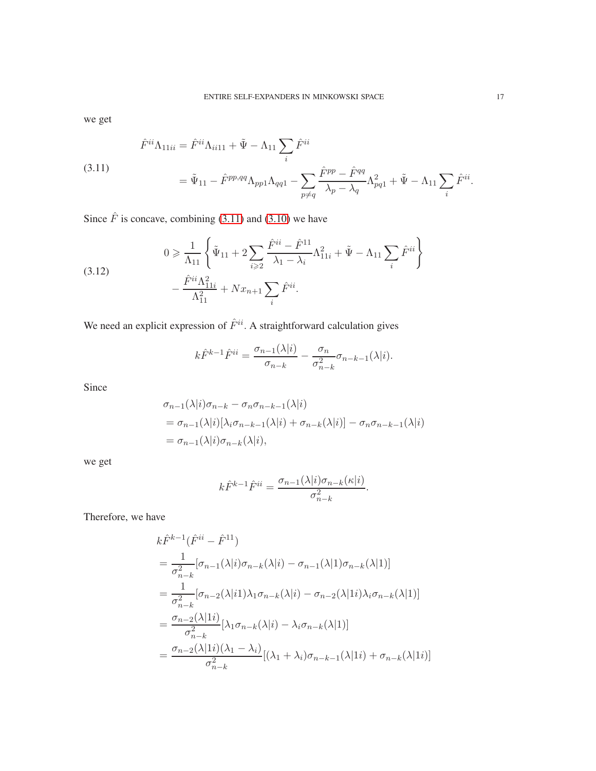we get

$$
\begin{aligned}
\hat{F}^{ii}\Lambda_{11ii} &= \hat{F}^{ii}\Lambda_{ii11} + \tilde{\Psi} - \Lambda_{11}\sum_i \hat{F}^{ii} \\
&= \tilde{\Psi}_{11} - \hat{F}^{pp,qq}\Lambda_{pp1}\Lambda_{qq1} - \sum_{p\neq q}\frac{\hat{F}^{pp}-\hat{F}^{qq}}{\lambda_p-\lambda_q}\Lambda_{pq1}^2 + \tilde{\Psi} - \Lambda_{11}\sum_i \hat{F}^{ii}.
\end{aligned} \tag{3.11}
$$

Since $\hat{F}$ is concave, combining (3.11) and (3.10) we have

$$
\begin{aligned}
0 \geqslant\ & \frac{1}{\Lambda_{11}}\left\{\tilde{\Psi}_{11} + 2\sum_{i\geqslant 2}\frac{\hat{F}^{ii}-\hat{F}^{11}}{\lambda_1-\lambda_i}\Lambda_{11i}^2 + \tilde{\Psi} - \Lambda_{11}\sum_i \hat{F}^{ii}\right\} \\
& - \frac{\hat{F}^{ii}\Lambda_{11i}^2}{\Lambda_{11}^2} + Nx_{n+1}\sum_i \hat{F}^{ii}.
\end{aligned} \tag{3.12}
$$

We need an explicit expression of $\hat{F}^{ii}$. A straightforward calculation gives

$$
k\hat{F}^{k-1}\hat{F}^{ii} = \frac{\sigma_{n-1}(\lambda|i)}{\sigma_{n-k}} - \frac{\sigma_n}{\sigma_{n-k}^2}\sigma_{n-k-1}(\lambda|i).
$$

Since

$$
\begin{aligned}
& \sigma_{n-1}(\lambda|i)\sigma_{n-k} - \sigma_n\sigma_{n-k-1}(\lambda|i) \\
&= \sigma_{n-1}(\lambda|i)[\lambda_i\sigma_{n-k-1}(\lambda|i) + \sigma_{n-k}(\lambda|i)] - \sigma_n\sigma_{n-k-1}(\lambda|i) \\
&= \sigma_{n-1}(\lambda|i)\sigma_{n-k}(\lambda|i),
\end{aligned}
$$

we get

$$
k\hat{F}^{k-1}\hat{F}^{ii} = \frac{\sigma_{n-1}(\lambda|i)\sigma_{n-k}(\kappa|i)}{\sigma_{n-k}^2}.
$$

Therefore, we have

$$
\begin{aligned}
& k\hat{F}^{k-1}(\hat{F}^{ii}-\hat{F}^{11}) \\
&= \frac{1}{\sigma_{n-k}^2}[\sigma_{n-1}(\lambda|i)\sigma_{n-k}(\lambda|i) - \sigma_{n-1}(\lambda|1)\sigma_{n-k}(\lambda|1)] \\
&= \frac{1}{\sigma_{n-k}^2}[\sigma_{n-2}(\lambda|i1)\lambda_1\sigma_{n-k}(\lambda|i) - \sigma_{n-2}(\lambda|1i)\lambda_i\sigma_{n-k}(\lambda|1)] \\
&= \frac{\sigma_{n-2}(\lambda|1i)}{\sigma_{n-k}^2}[\lambda_1\sigma_{n-k}(\lambda|i) - \lambda_i\sigma_{n-k}(\lambda|1)] \\
&= \frac{\sigma_{n-2}(\lambda|1i)(\lambda_1-\lambda_i)}{\sigma_{n-k}^2}[(\lambda_1+\lambda_i)\sigma_{n-k-1}(\lambda|1i) + \sigma_{n-k}(\lambda|1i)]
\end{aligned}
$$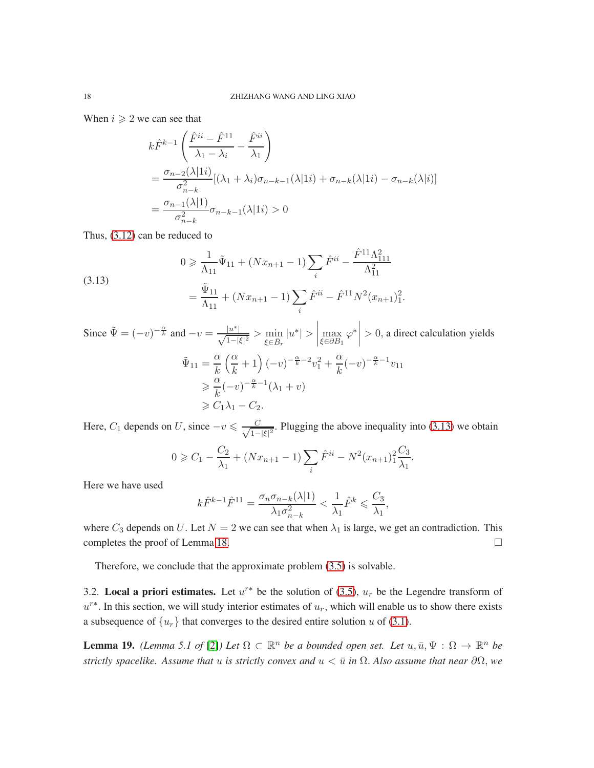When $i \geqslant 2$ we can see that

$$
\begin{aligned}
& k\hat{F}^{k-1}\left(\frac{\hat{F}^{ii}-\hat{F}^{11}}{\lambda_1-\lambda_i}-\frac{\hat{F}^{ii}}{\lambda_1}\right) \\
&= \frac{\sigma_{n-2}(\lambda|1i)}{\sigma_{n-k}^2}[(\lambda_1+\lambda_i)\sigma_{n-k-1}(\lambda|1i)+\sigma_{n-k}(\lambda|1i)-\sigma_{n-k}(\lambda|i)] \\
&= \frac{\sigma_{n-1}(\lambda|1)}{\sigma_{n-k}^2}\sigma_{n-k-1}(\lambda|1i)>0
\end{aligned}
$$

Thus, (3.12) can be reduced to

$$
\begin{aligned}
0 &\geqslant \frac{1}{\Lambda_{11}}\tilde{\Psi}_{11}+(Nx_{n+1}-1)\sum_i \hat{F}^{ii}-\frac{\hat{F}^{11}\Lambda_{111}^2}{\Lambda_{11}^2} \\
&= \frac{\tilde{\Psi}_{11}}{\Lambda_{11}}+(Nx_{n+1}-1)\sum_i \hat{F}^{ii}-\hat{F}^{11}N^2(x_{n+1})_1^2.
\end{aligned}
\tag{3.13}
$$

Since $\tilde{\Psi}=(-v)^{-\frac{\alpha}{k}}$ and $-v=\frac{|u^*|}{\sqrt{1-|\xi|^2}}>\min_{\xi\in\bar{B}_r}|u^*|>\left|\max_{\xi\in\partial B_1}\varphi^*\right|>0$, a direct calculation yields

$$
\begin{aligned}
\tilde{\Psi}_{11} &= \frac{\alpha}{k}\left(\frac{\alpha}{k}+1\right)(-v)^{-\frac{\alpha}{k}-2}v_1^2+\frac{\alpha}{k}(-v)^{-\frac{\alpha}{k}-1}v_{11} \\
&\geqslant \frac{\alpha}{k}(-v)^{-\frac{\alpha}{k}-1}(\lambda_1+v) \\
&\geqslant C_1\lambda_1-C_2.
\end{aligned}
$$

Here, $C_1$ depends on $U$, since $-v\leqslant\frac{C}{\sqrt{1-|\xi|^2}}$. Plugging the above inequality into (3.13) we obtain

$$
0\geqslant C_1-\frac{C_2}{\lambda_1}+(Nx_{n+1}-1)\sum_i \hat{F}^{ii}-N^2(x_{n+1})_1^2\frac{C_3}{\lambda_1}.
$$

Here we have used

$$
k\hat{F}^{k-1}\hat{F}^{11}=\frac{\sigma_n\sigma_{n-k}(\lambda|1)}{\lambda_1\sigma_{n-k}^2}<\frac{1}{\lambda_1}\hat{F}^k\leqslant\frac{C_3}{\lambda_1},
$$

where $C_3$ depends on $U$. Let $N=2$ we can see that when $\lambda_1$ is large, we get an contradiction. This completes the proof of Lemma 18. $\square$

Therefore, we conclude that the approximate problem (3.5) is solvable.

3.2. **Local a priori estimates.** Let $u^{r*}$ be the solution of (3.5), $u_r$ be the Legendre transform of $u^{r*}$. In this section, we will study interior estimates of $u_r$, which will enable us to show there exists a subsequence of $\{u_r\}$ that converges to the desired entire solution $u$ of (3.1).

**Lemma 19.** *(Lemma 5.1 of [2]) Let $\Omega\subset\mathbb{R}^n$ be a bounded open set. Let $u,\bar{u},\Psi:\Omega\to\mathbb{R}^n$ be strictly spacelike. Assume that $u$ is strictly convex and $u<\bar{u}$ in $\Omega$. Also assume that near $\partial\Omega$, we*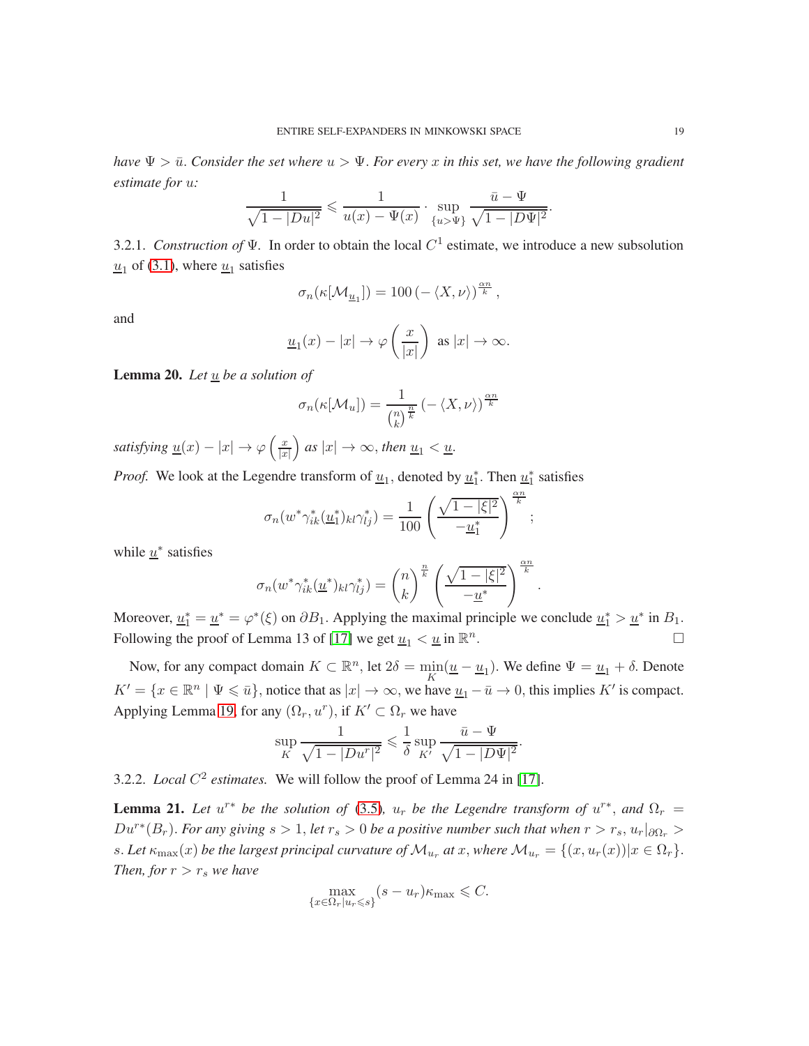*have $\Psi > \bar{u}$. Consider the set where $u > \Psi$. For every $x$ in this set, we have the following gradient estimate for $u$:*

$$\frac{1}{\sqrt{1-|Du|^2}} \leqslant \frac{1}{u(x)-\Psi(x)} \cdot \sup_{\{u>\Psi\}} \frac{\bar{u}-\Psi}{\sqrt{1-|D\Psi|^2}}.$$

3.2.1. *Construction of* $\Psi$. In order to obtain the local $C^1$ estimate, we introduce a new subsolution $\underline{u}_1$ of (3.1), where $\underline{u}_1$ satisfies

$$\sigma_n(\kappa[\mathcal{M}_{\underline{u}_1}]) = 100\left(-\langle X, \nu\rangle\right)^{\frac{\alpha n}{k}},$$

and

$$\underline{u}_1(x) - |x| \to \varphi\left(\frac{x}{|x|}\right) \text{ as } |x| \to \infty.$$

**Lemma 20.** *Let $\underline{u}$ be a solution of*

$$\sigma_n(\kappa[\mathcal{M}_u]) = \frac{1}{\binom{n}{k}^{\frac{n}{k}}}\left(-\langle X, \nu\rangle\right)^{\frac{\alpha n}{k}}$$

*satisfying $\underline{u}(x) - |x| \to \varphi\left(\frac{x}{|x|}\right)$ as $|x| \to \infty$, then $\underline{u}_1 < \underline{u}$.*

*Proof.* We look at the Legendre transform of $\underline{u}_1$, denoted by $\underline{u}_1^*$. Then $\underline{u}_1^*$ satisfies

$$\sigma_n(w^*\gamma_{ik}^*(\underline{u}_1^*)_{kl}\gamma_{lj}^*) = \frac{1}{100}\left(\frac{\sqrt{1-|\xi|^2}}{-\underline{u}_1^*}\right)^{\frac{\alpha n}{k}};$$

while $\underline{u}^*$ satisfies

$$\sigma_n(w^*\gamma_{ik}^*(\underline{u}^*)_{kl}\gamma_{lj}^*) = \binom{n}{k}^{\frac{n}{k}}\left(\frac{\sqrt{1-|\xi|^2}}{-\underline{u}^*}\right)^{\frac{\alpha n}{k}}.$$

Moreover, $\underline{u}_1^* = \underline{u}^* = \varphi^*(\xi)$ on $\partial B_1$. Applying the maximal principle we conclude $\underline{u}_1^* > \underline{u}^*$ in $B_1$. Following the proof of Lemma 13 of [17] we get $\underline{u}_1 < \underline{u}$ in $\mathbb{R}^n$. $\square$

Now, for any compact domain $K \subset \mathbb{R}^n$, let $2\delta = \min_K(\underline{u} - \underline{u}_1)$. We define $\Psi = \underline{u}_1 + \delta$. Denote $K' = \{x \in \mathbb{R}^n \mid \Psi \leqslant \bar{u}\}$, notice that as $|x| \to \infty$, we have $\underline{u}_1 - \bar{u} \to 0$, this implies $K'$ is compact. Applying Lemma 19, for any $(\Omega_r, u^r)$, if $K' \subset \Omega_r$ we have

$$\sup_K \frac{1}{\sqrt{1-|Du^r|^2}} \leqslant \frac{1}{\delta} \sup_{K'} \frac{\bar{u}-\Psi}{\sqrt{1-|D\Psi|^2}}.$$

3.2.2. *Local $C^2$ estimates.* We will follow the proof of Lemma 24 in [17].

**Lemma 21.** *Let $u^{r*}$ be the solution of (3.5), $u_r$ be the Legendre transform of $u^{r*}$, and $\Omega_r = Du^{r*}(B_r)$. For any giving $s > 1$, let $r_s > 0$ be a positive number such that when $r > r_s$, $u_r|_{\partial\Omega_r} > s$. Let $\kappa_{\max}(x)$ be the largest principal curvature of $\mathcal{M}_{u_r}$ at $x$, where $\mathcal{M}_{u_r} = \{(x, u_r(x)) | x \in \Omega_r\}$. Then, for $r > r_s$ we have*

$$\max_{\{x\in\Omega_r | u_r \leqslant s\}} (s - u_r)\kappa_{\max} \leqslant C.$$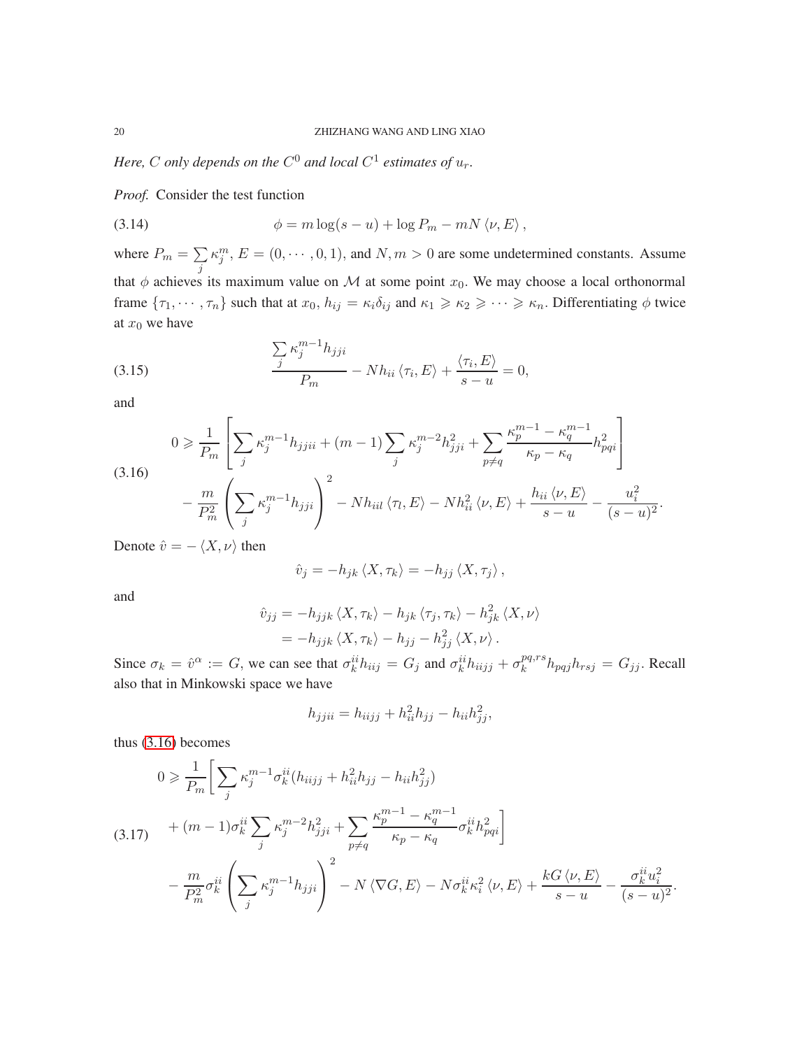*Here, $C$ only depends on the $C^0$ and local $C^1$ estimates of $u_r$.*

*Proof.* Consider the test function

$$\phi = m\log(s-u) + \log P_m - mN\langle \nu, E\rangle, \tag{3.14}$$

where $P_m = \sum_j \kappa_j^m$, $E = (0, \cdots, 0, 1)$, and $N, m > 0$ are some undetermined constants. Assume that $\phi$ achieves its maximum value on $\mathcal{M}$ at some point $x_0$. We may choose a local orthonormal frame $\{\tau_1, \cdots, \tau_n\}$ such that at $x_0$, $h_{ij} = \kappa_i\delta_{ij}$ and $\kappa_1 \geqslant \kappa_2 \geqslant \cdots \geqslant \kappa_n$. Differentiating $\phi$ twice at $x_0$ we have

$$\frac{\sum_j \kappa_j^{m-1} h_{jji}}{P_m} - Nh_{ii}\langle \tau_i, E\rangle + \frac{\langle \tau_i, E\rangle}{s-u} = 0, \tag{3.15}$$

and

$$\begin{aligned} 0 \geqslant & \frac{1}{P_m}\left[\sum_j \kappa_j^{m-1}h_{jjii} + (m-1)\sum_j \kappa_j^{m-2}h_{jji}^2 + \sum_{p\neq q}\frac{\kappa_p^{m-1}-\kappa_q^{m-1}}{\kappa_p-\kappa_q}h_{pqi}^2\right] \\ & - \frac{m}{P_m^2}\left(\sum_j \kappa_j^{m-1}h_{jji}\right)^2 - Nh_{iil}\langle \tau_l, E\rangle - Nh_{ii}^2\langle \nu, E\rangle + \frac{h_{ii}\langle \nu, E\rangle}{s-u} - \frac{u_i^2}{(s-u)^2}. \end{aligned} \tag{3.16}$$

Denote $\hat{v} = -\langle X, \nu\rangle$ then

$$\hat{v}_j = -h_{jk}\langle X, \tau_k\rangle = -h_{jj}\langle X, \tau_j\rangle,$$

and

$$\begin{aligned} \hat{v}_{jj} &= -h_{jjk}\langle X, \tau_k\rangle - h_{jk}\langle \tau_j, \tau_k\rangle - h_{jk}^2\langle X, \nu\rangle \\ &= -h_{jjk}\langle X, \tau_k\rangle - h_{jj} - h_{jj}^2\langle X, \nu\rangle. \end{aligned}$$

Since $\sigma_k = \hat{v}^\alpha := G$, we can see that $\sigma_k^{ii}h_{iij} = G_j$ and $\sigma_k^{ii}h_{iijj} + \sigma_k^{pq,rs}h_{pqj}h_{rsj} = G_{jj}$. Recall also that in Minkowski space we have

$$h_{jjii} = h_{iijj} + h_{ii}^2h_{jj} - h_{ii}h_{jj}^2,$$

thus (3.16) becomes

$$\begin{aligned} 0 \geqslant & \frac{1}{P_m}\Bigg[\sum_j \kappa_j^{m-1}\sigma_k^{ii}(h_{iijj} + h_{ii}^2h_{jj} - h_{ii}h_{jj}^2) \\ & + (m-1)\sigma_k^{ii}\sum_j \kappa_j^{m-2}h_{jji}^2 + \sum_{p\neq q}\frac{\kappa_p^{m-1}-\kappa_q^{m-1}}{\kappa_p-\kappa_q}\sigma_k^{ii}h_{pqi}^2\Bigg] \\ & - \frac{m}{P_m^2}\sigma_k^{ii}\left(\sum_j \kappa_j^{m-1}h_{jji}\right)^2 - N\langle \nabla G, E\rangle - N\sigma_k^{ii}\kappa_i^2\langle \nu, E\rangle + \frac{kG\langle \nu, E\rangle}{s-u} - \frac{\sigma_k^{ii}u_i^2}{(s-u)^2}. \end{aligned} \tag{3.17}$$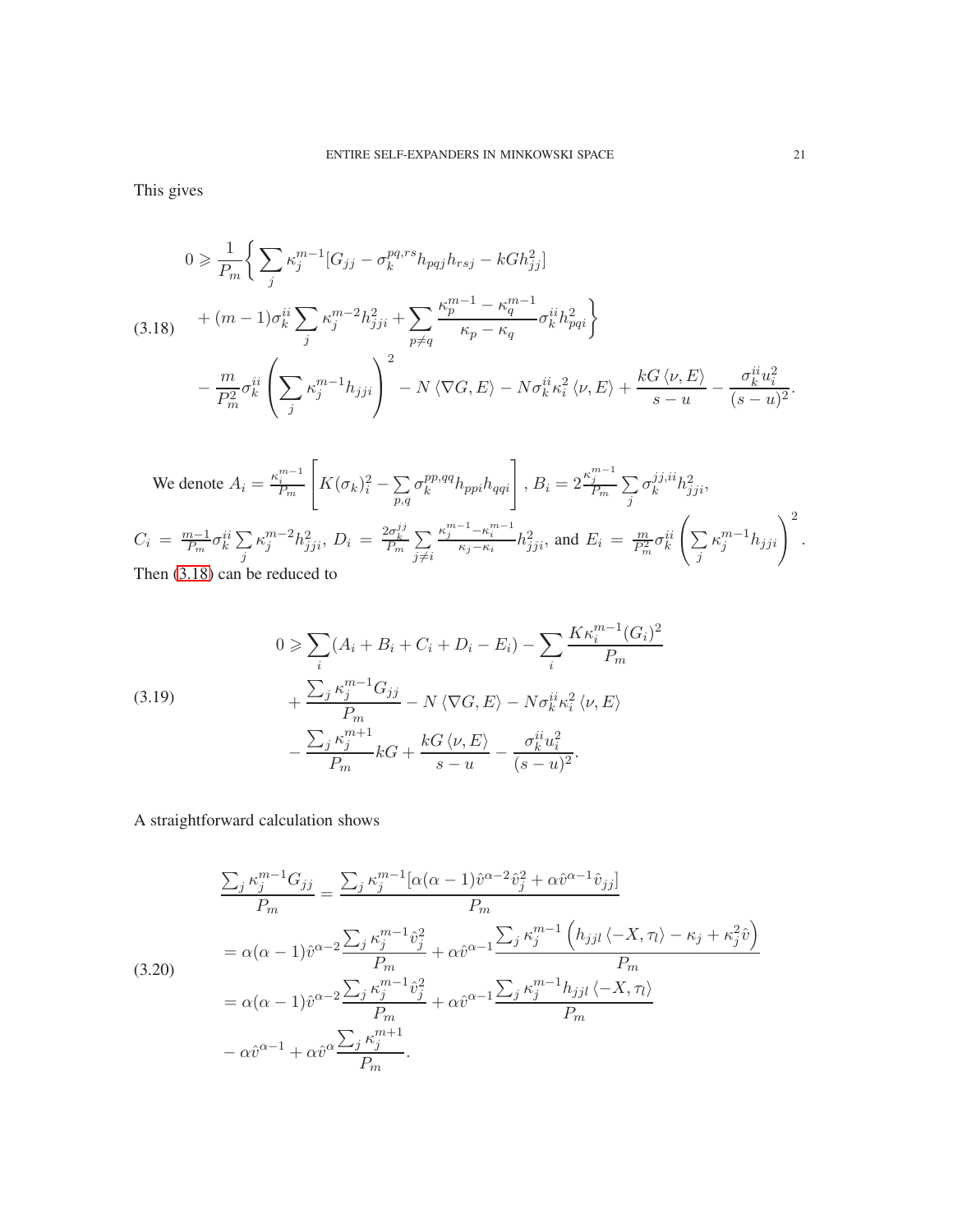This gives

$$
\begin{aligned}
0 \geqslant & \frac{1}{P_m}\Bigg\{ \sum_j \kappa_j^{m-1}[G_{jj} - \sigma_k^{pq,rs} h_{pqj} h_{rsj} - kG h_{jj}^2] \\
& + (m-1)\sigma_k^{ii} \sum_j \kappa_j^{m-2} h_{jji}^2 + \sum_{p \neq q} \frac{\kappa_p^{m-1} - \kappa_q^{m-1}}{\kappa_p - \kappa_q} \sigma_k^{ii} h_{pqi}^2 \Bigg\} \\
& - \frac{m}{P_m^2} \sigma_k^{ii} \left( \sum_j \kappa_j^{m-1} h_{jji} \right)^2 - N \langle \nabla G, E \rangle - N \sigma_k^{ii} \kappa_i^2 \langle \nu, E \rangle + \frac{kG \langle \nu, E \rangle}{s-u} - \frac{\sigma_k^{ii} u_i^2}{(s-u)^2}.
\end{aligned} \tag{3.18}
$$

We denote $A_i = \frac{\kappa_i^{m-1}}{P_m} \left[ K(\sigma_k)_i^2 - \sum\limits_{p,q} \sigma_k^{pp,qq} h_{ppi} h_{qqi} \right]$, $B_i = 2\frac{\kappa_j^{m-1}}{P_m} \sum\limits_j \sigma_k^{jj,ii} h_{jji}^2$, $C_i = \frac{m-1}{P_m} \sigma_k^{ii} \sum\limits_j \kappa_j^{m-2} h_{jji}^2$, $D_i = \frac{2\sigma_k^{jj}}{P_m} \sum\limits_{j \neq i} \frac{\kappa_j^{m-1} - \kappa_i^{m-1}}{\kappa_j - \kappa_i} h_{jji}^2$, and $E_i = \frac{m}{P_m^2} \sigma_k^{ii} \left( \sum\limits_j \kappa_j^{m-1} h_{jji} \right)^2$. Then (3.18) can be reduced to

$$
\begin{aligned}
0 \geqslant & \sum_i (A_i + B_i + C_i + D_i - E_i) - \sum_i \frac{K \kappa_i^{m-1} (G_i)^2}{P_m} \\
& + \frac{\sum_j \kappa_j^{m-1} G_{jj}}{P_m} - N \langle \nabla G, E \rangle - N \sigma_k^{ii} \kappa_i^2 \langle \nu, E \rangle \\
& - \frac{\sum_j \kappa_j^{m+1}}{P_m} kG + \frac{kG \langle \nu, E \rangle}{s-u} - \frac{\sigma_k^{ii} u_i^2}{(s-u)^2}.
\end{aligned} \tag{3.19}
$$

A straightforward calculation shows

$$
\begin{aligned}
& \frac{\sum_j \kappa_j^{m-1} G_{jj}}{P_m} = \frac{\sum_j \kappa_j^{m-1} [\alpha(\alpha-1)\hat{v}^{\alpha-2} \hat{v}_j^2 + \alpha \hat{v}^{\alpha-1} \hat{v}_{jj}]}{P_m} \\
& = \alpha(\alpha-1)\hat{v}^{\alpha-2} \frac{\sum_j \kappa_j^{m-1} \hat{v}_j^2}{P_m} + \alpha \hat{v}^{\alpha-1} \frac{\sum_j \kappa_j^{m-1} \left( h_{jjl} \langle -X, \tau_l \rangle - \kappa_j + \kappa_j^2 \hat{v} \right)}{P_m} \\
& = \alpha(\alpha-1)\hat{v}^{\alpha-2} \frac{\sum_j \kappa_j^{m-1} \hat{v}_j^2}{P_m} + \alpha \hat{v}^{\alpha-1} \frac{\sum_j \kappa_j^{m-1} h_{jjl} \langle -X, \tau_l \rangle}{P_m} \\
& - \alpha \hat{v}^{\alpha-1} + \alpha \hat{v}^{\alpha} \frac{\sum_j \kappa_j^{m+1}}{P_m}.
\end{aligned} \tag{3.20}
$$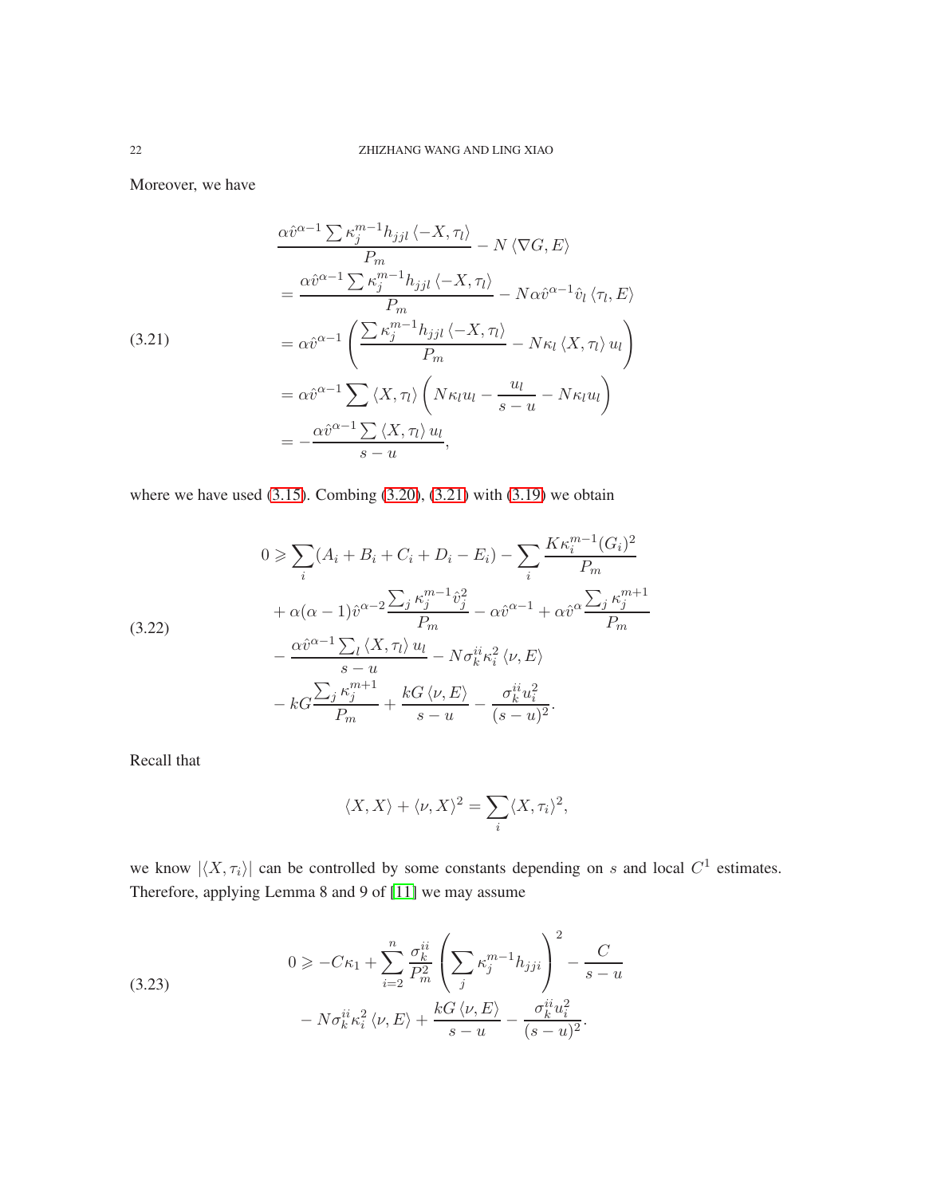Moreover, we have

$$
\begin{aligned}
&\frac{\alpha\hat{v}^{\alpha-1}\sum\kappa_j^{m-1}h_{jjl}\left<-X,\tau_l\right>}{P_m} - N\left<\nabla G, E\right> \\
&= \frac{\alpha\hat{v}^{\alpha-1}\sum\kappa_j^{m-1}h_{jjl}\left<-X,\tau_l\right>}{P_m} - N\alpha\hat{v}^{\alpha-1}\hat{v}_l\left<\tau_l, E\right> \\
&= \alpha\hat{v}^{\alpha-1}\left(\frac{\sum\kappa_j^{m-1}h_{jjl}\left<-X,\tau_l\right>}{P_m} - N\kappa_l\left<X,\tau_l\right>u_l\right) \\
&= \alpha\hat{v}^{\alpha-1}\sum\left<X,\tau_l\right>\left(N\kappa_l u_l - \frac{u_l}{s-u} - N\kappa_l u_l\right) \\
&= -\frac{\alpha\hat{v}^{\alpha-1}\sum\left<X,\tau_l\right>u_l}{s-u},
\end{aligned}
\tag{3.21}
$$

where we have used (3.15). Combing (3.20), (3.21) with (3.19) we obtain

$$
\begin{aligned}
0 \geqslant &\sum_i (A_i + B_i + C_i + D_i - E_i) - \sum_i \frac{K\kappa_i^{m-1}(G_i)^2}{P_m} \\
&+ \alpha(\alpha-1)\hat{v}^{\alpha-2}\frac{\sum_j\kappa_j^{m-1}\hat{v}_j^2}{P_m} - \alpha\hat{v}^{\alpha-1} + \alpha\hat{v}^{\alpha}\frac{\sum_j\kappa_j^{m+1}}{P_m} \\
&- \frac{\alpha\hat{v}^{\alpha-1}\sum_l\left<X,\tau_l\right>u_l}{s-u} - N\sigma_k^{ii}\kappa_i^2\left<\nu, E\right> \\
&- kG\frac{\sum_j\kappa_j^{m+1}}{P_m} + \frac{kG\left<\nu,E\right>}{s-u} - \frac{\sigma_k^{ii}u_i^2}{(s-u)^2}.
\end{aligned}
\tag{3.22}
$$

Recall that

$$
\left<X,X\right> + \left<\nu,X\right>^2 = \sum_i\left<X,\tau_i\right>^2,
$$

we know $|\left<X,\tau_i\right>|$ can be controlled by some constants depending on $s$ and local $C^1$ estimates. Therefore, applying Lemma 8 and 9 of [11] we may assume

$$
\begin{aligned}
0 \geqslant &-C\kappa_1 + \sum_{i=2}^n\frac{\sigma_k^{ii}}{P_m^2}\left(\sum_j\kappa_j^{m-1}h_{jji}\right)^2 - \frac{C}{s-u} \\
&- N\sigma_k^{ii}\kappa_i^2\left<\nu,E\right> + \frac{kG\left<\nu,E\right>}{s-u} - \frac{\sigma_k^{ii}u_i^2}{(s-u)^2}.
\end{aligned}
\tag{3.23}
$$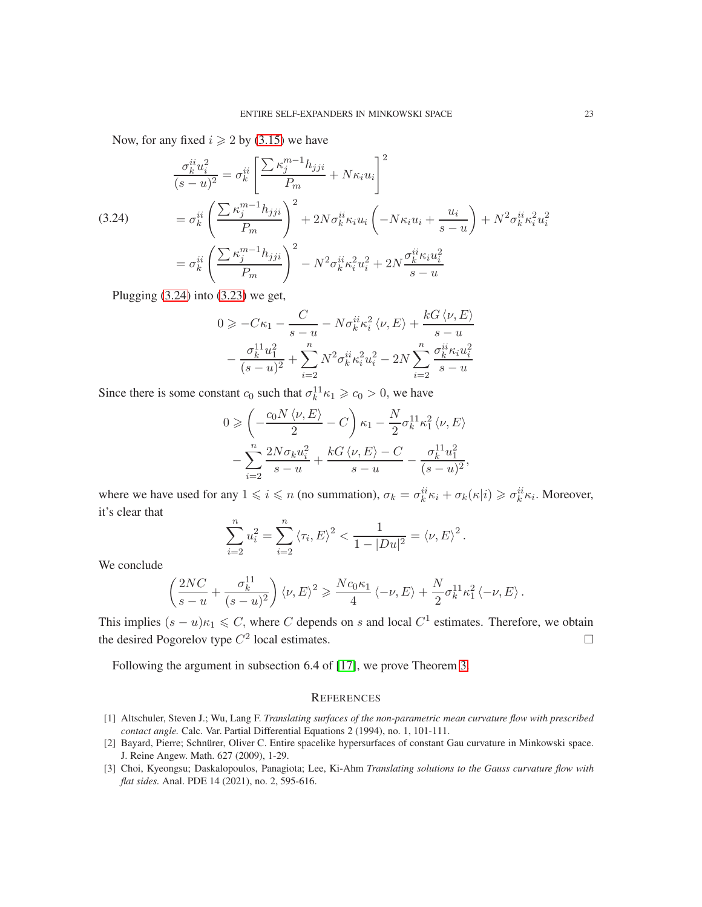Now, for any fixed $i \geqslant 2$ by (3.15) we have

$$
\begin{aligned}
\frac{\sigma_k^{ii} u_i^2}{(s-u)^2} &= \sigma_k^{ii}\left[\frac{\sum \kappa_j^{m-1} h_{jji}}{P_m} + N\kappa_i u_i\right]^2 \\
&= \sigma_k^{ii}\left(\frac{\sum \kappa_j^{m-1} h_{jji}}{P_m}\right)^2 + 2N\sigma_k^{ii}\kappa_i u_i\left(-N\kappa_i u_i + \frac{u_i}{s-u}\right) + N^2\sigma_k^{ii}\kappa_i^2 u_i^2 \\
&= \sigma_k^{ii}\left(\frac{\sum \kappa_j^{m-1} h_{jji}}{P_m}\right)^2 - N^2\sigma_k^{ii}\kappa_i^2 u_i^2 + 2N\frac{\sigma_k^{ii}\kappa_i u_i^2}{s-u}
\end{aligned}
\tag{3.24}
$$

Plugging (3.24) into (3.23) we get,

$$
\begin{aligned}
0 \geqslant &-C\kappa_1 - \frac{C}{s-u} - N\sigma_k^{ii}\kappa_i^2 \langle \nu, E\rangle + \frac{kG\langle \nu, E\rangle}{s-u} \\
&- \frac{\sigma_k^{11}u_1^2}{(s-u)^2} + \sum_{i=2}^n N^2\sigma_k^{ii}\kappa_i^2 u_i^2 - 2N\sum_{i=2}^n \frac{\sigma_k^{ii}\kappa_i u_i^2}{s-u}
\end{aligned}
$$

Since there is some constant $c_0$ such that $\sigma_k^{11}\kappa_1 \geqslant c_0 > 0$, we have

$$
\begin{aligned}
0 \geqslant &\left(-\frac{c_0 N\langle \nu, E\rangle}{2} - C\right)\kappa_1 - \frac{N}{2}\sigma_k^{11}\kappa_1^2\langle \nu, E\rangle \\
&- \sum_{i=2}^n \frac{2N\sigma_k u_i^2}{s-u} + \frac{kG\langle \nu, E\rangle - C}{s-u} - \frac{\sigma_k^{11}u_1^2}{(s-u)^2},
\end{aligned}
$$

where we have used for any $1 \leqslant i \leqslant n$ (no summation), $\sigma_k = \sigma_k^{ii}\kappa_i + \sigma_k(\kappa|i) \geqslant \sigma_k^{ii}\kappa_i$. Moreover, it's clear that

$$
\sum_{i=2}^n u_i^2 = \sum_{i=2}^n \langle \tau_i, E\rangle^2 < \frac{1}{1-|Du|^2} = \langle \nu, E\rangle^2 .
$$

We conclude

$$
\left(\frac{2NC}{s-u} + \frac{\sigma_k^{11}}{(s-u)^2}\right)\langle \nu, E\rangle^2 \geqslant \frac{Nc_0\kappa_1}{4}\langle -\nu, E\rangle + \frac{N}{2}\sigma_k^{11}\kappa_1^2\langle -\nu, E\rangle .
$$

This implies $(s-u)\kappa_1 \leqslant C$, where $C$ depends on $s$ and local $C^1$ estimates. Therefore, we obtain the desired Pogorelov type $C^2$ local estimates. □

Following the argument in subsection 6.4 of [17], we prove Theorem 3.

## References

[1] Altschuler, Steven J.; Wu, Lang F. *Translating surfaces of the non-parametric mean curvature flow with prescribed contact angle.* Calc. Var. Partial Differential Equations 2 (1994), no. 1, 101-111.

[2] Bayard, Pierre; Schnürer, Oliver C. Entire spacelike hypersurfaces of constant Gau curvature in Minkowski space. J. Reine Angew. Math. 627 (2009), 1-29.

[3] Choi, Kyeongsu; Daskalopoulos, Panagiota; Lee, Ki-Ahm *Translating solutions to the Gauss curvature flow with flat sides.* Anal. PDE 14 (2021), no. 2, 595-616.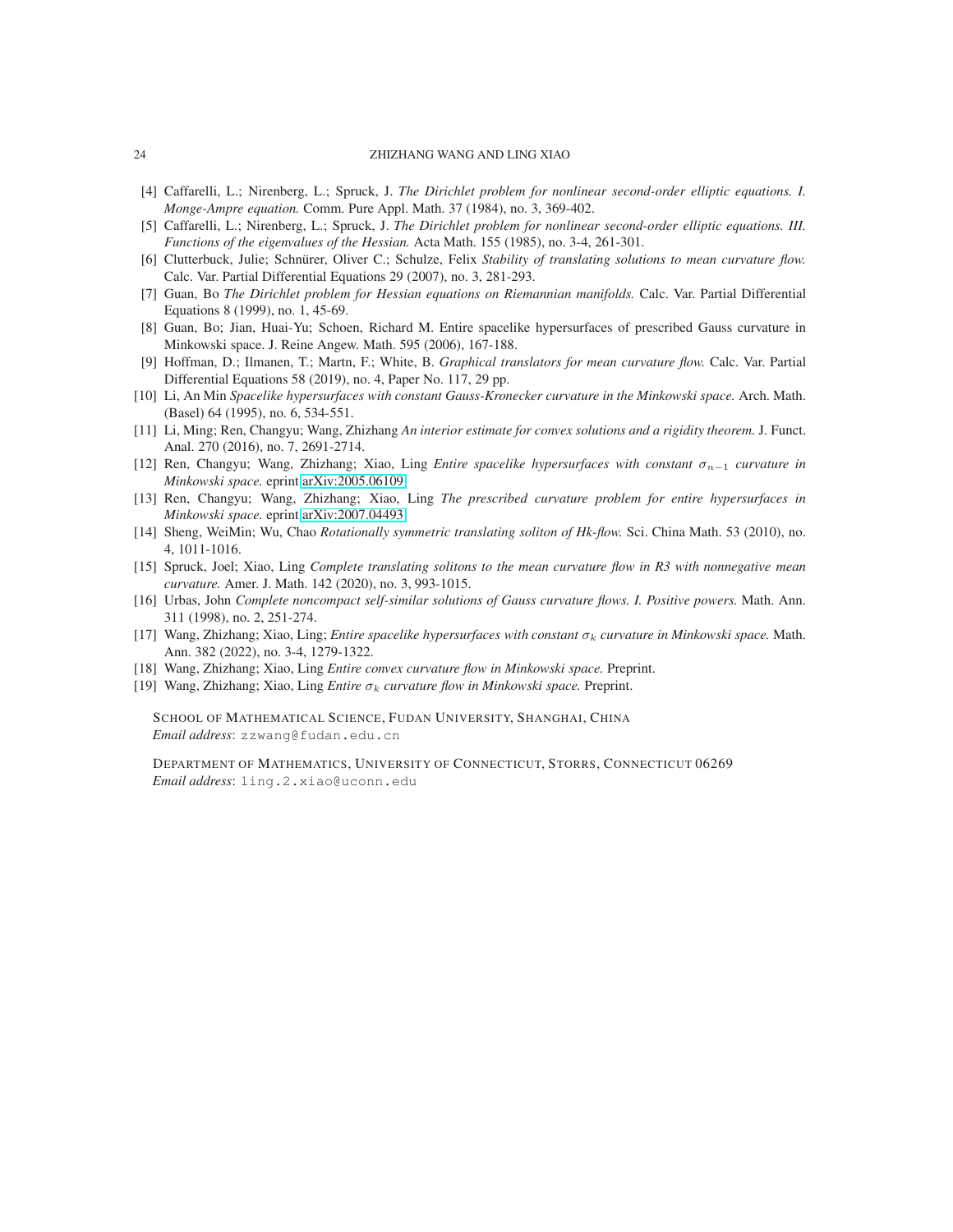[4] Caffarelli, L.; Nirenberg, L.; Spruck, J. *The Dirichlet problem for nonlinear second-order elliptic equations. I. Monge-Ampre equation.* Comm. Pure Appl. Math. 37 (1984), no. 3, 369-402.

[5] Caffarelli, L.; Nirenberg, L.; Spruck, J. *The Dirichlet problem for nonlinear second-order elliptic equations. III. Functions of the eigenvalues of the Hessian.* Acta Math. 155 (1985), no. 3-4, 261-301.

[6] Clutterbuck, Julie; Schnürer, Oliver C.; Schulze, Felix *Stability of translating solutions to mean curvature flow.* Calc. Var. Partial Differential Equations 29 (2007), no. 3, 281-293.

[7] Guan, Bo *The Dirichlet problem for Hessian equations on Riemannian manifolds.* Calc. Var. Partial Differential Equations 8 (1999), no. 1, 45-69.

[8] Guan, Bo; Jian, Huai-Yu; Schoen, Richard M. Entire spacelike hypersurfaces of prescribed Gauss curvature in Minkowski space. J. Reine Angew. Math. 595 (2006), 167-188.

[9] Hoffman, D.; Ilmanen, T.; Martn, F.; White, B. *Graphical translators for mean curvature flow.* Calc. Var. Partial Differential Equations 58 (2019), no. 4, Paper No. 117, 29 pp.

[10] Li, An Min *Spacelike hypersurfaces with constant Gauss-Kronecker curvature in the Minkowski space.* Arch. Math. (Basel) 64 (1995), no. 6, 534-551.

[11] Li, Ming; Ren, Changyu; Wang, Zhizhang *An interior estimate for convex solutions and a rigidity theorem.* J. Funct. Anal. 270 (2016), no. 7, 2691-2714.

[12] Ren, Changyu; Wang, Zhizhang; Xiao, Ling *Entire spacelike hypersurfaces with constant $\sigma_{n-1}$ curvature in Minkowski space.* eprint arXiv:2005.06109.

[13] Ren, Changyu; Wang, Zhizhang; Xiao, Ling *The prescribed curvature problem for entire hypersurfaces in Minkowski space.* eprint arXiv:2007.04493.

[14] Sheng, WeiMin; Wu, Chao *Rotationally symmetric translating soliton of Hk-flow.* Sci. China Math. 53 (2010), no. 4, 1011-1016.

[15] Spruck, Joel; Xiao, Ling *Complete translating solitons to the mean curvature flow in R3 with nonnegative mean curvature.* Amer. J. Math. 142 (2020), no. 3, 993-1015.

[16] Urbas, John *Complete noncompact self-similar solutions of Gauss curvature flows. I. Positive powers.* Math. Ann. 311 (1998), no. 2, 251-274.

[17] Wang, Zhizhang; Xiao, Ling; *Entire spacelike hypersurfaces with constant $\sigma_k$ curvature in Minkowski space.* Math. Ann. 382 (2022), no. 3-4, 1279-1322.

[18] Wang, Zhizhang; Xiao, Ling *Entire convex curvature flow in Minkowski space.* Preprint.

[19] Wang, Zhizhang; Xiao, Ling *Entire $\sigma_k$ curvature flow in Minkowski space.* Preprint.

SCHOOL OF MATHEMATICAL SCIENCE, FUDAN UNIVERSITY, SHANGHAI, CHINA
*Email address*: zzwang@fudan.edu.cn

DEPARTMENT OF MATHEMATICS, UNIVERSITY OF CONNECTICUT, STORRS, CONNECTICUT 06269
*Email address*: ling.2.xiao@uconn.edu